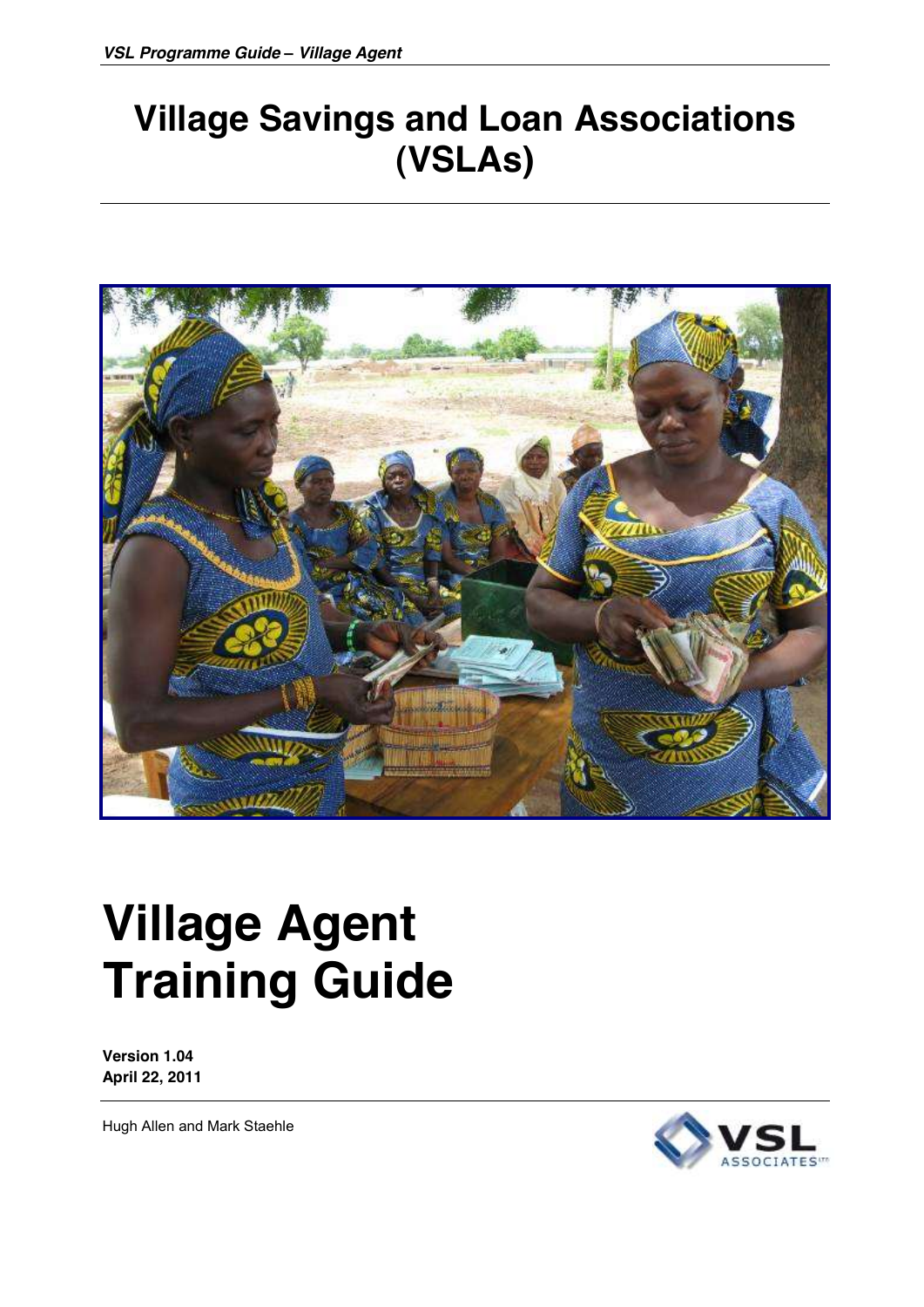# Village Savings and Loan Associations (VSLAs)

# Village Agent Training Guide

**Version 1.04**
**April 22, 2011**

Hugh Allen and Mark Staehle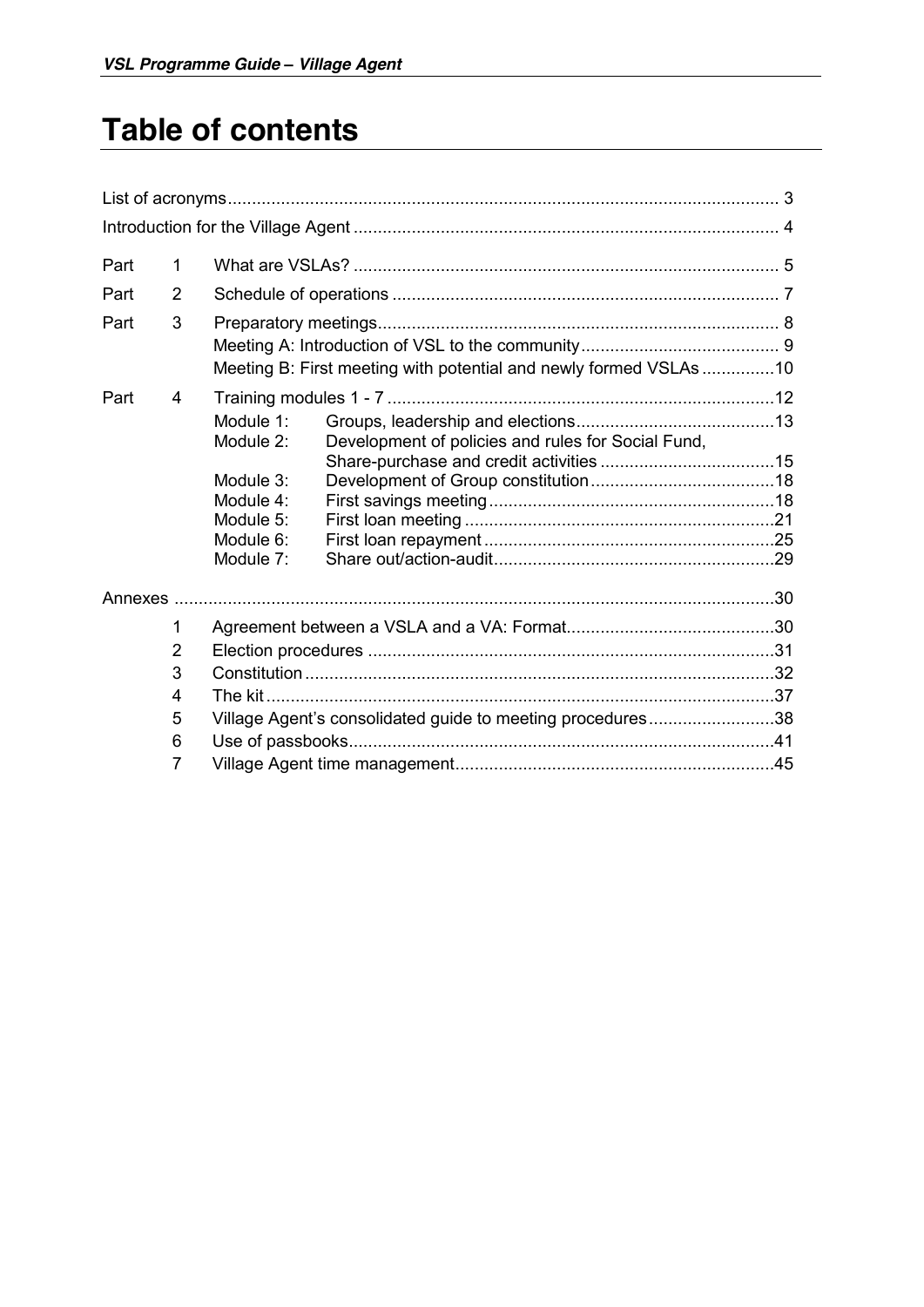# Table of contents

List of acronyms ..... 3

Introduction for the Village Agent ..... 4

| | | | | |
|---|---|---|---|---|
| Part | 1 | What are VSLAs? | | 5 |
| Part | 2 | Schedule of operations | | 7 |
| Part | 3 | Preparatory meetings | | 8 |
| | | Meeting A: Introduction of VSL to the community | | 9 |
| | | Meeting B: First meeting with potential and newly formed VSLAs | | 10 |
| Part | 4 | Training modules 1 - 7 | | 12 |
| | | Module 1: | Groups, leadership and elections | 13 |
| | | Module 2: | Development of policies and rules for Social Fund, Share-purchase and credit activities | 15 |
| | | Module 3: | Development of Group constitution | 18 |
| | | Module 4: | First savings meeting | 18 |
| | | Module 5: | First loan meeting | 21 |
| | | Module 6: | First loan repayment | 25 |
| | | Module 7: | Share out/action-audit | 29 |

Annexes ..... 30

| | | |
|---|---|---|
| 1 | Agreement between a VSLA and a VA: Format | 30 |
| 2 | Election procedures | 31 |
| 3 | Constitution | 32 |
| 4 | The kit | 37 |
| 5 | Village Agent's consolidated guide to meeting procedures | 38 |
| 6 | Use of passbooks | 41 |
| 7 | Village Agent time management | 45 |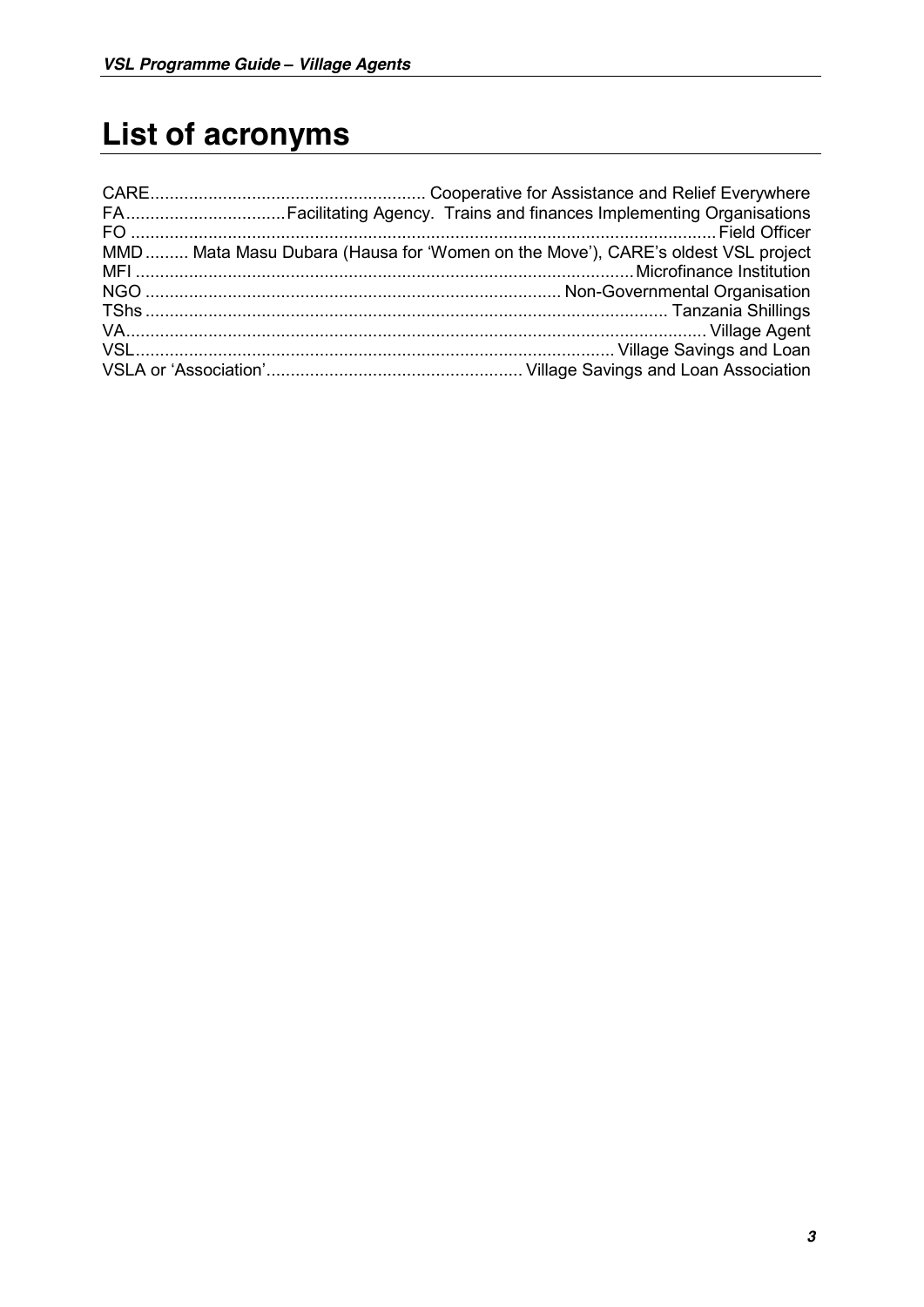# List of acronyms

| Acronym | Meaning |
|---|---|
| CARE | Cooperative for Assistance and Relief Everywhere |
| FA | Facilitating Agency. Trains and finances Implementing Organisations |
| FO | Field Officer |
| MMD | Mata Masu Dubara (Hausa for 'Women on the Move'), CARE's oldest VSL project |
| MFI | Microfinance Institution |
| NGO | Non-Governmental Organisation |
| TShs | Tanzania Shillings |
| VA | Village Agent |
| VSL | Village Savings and Loan |
| VSLA or 'Association' | Village Savings and Loan Association |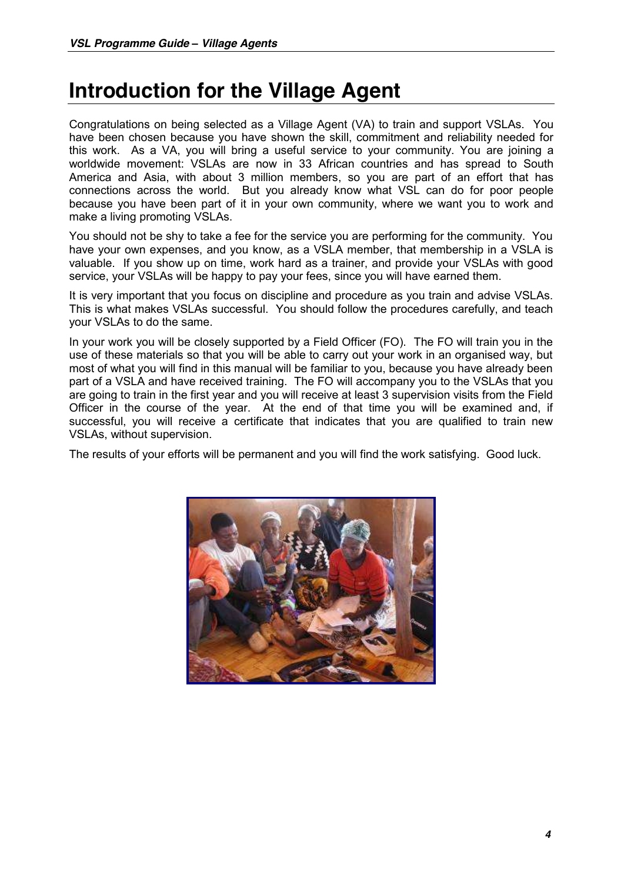# Introduction for the Village Agent

Congratulations on being selected as a Village Agent (VA) to train and support VSLAs. You have been chosen because you have shown the skill, commitment and reliability needed for this work. As a VA, you will bring a useful service to your community. You are joining a worldwide movement: VSLAs are now in 33 African countries and has spread to South America and Asia, with about 3 million members, so you are part of an effort that has connections across the world. But you already know what VSL can do for poor people because you have been part of it in your own community, where we want you to work and make a living promoting VSLAs.

You should not be shy to take a fee for the service you are performing for the community. You have your own expenses, and you know, as a VSLA member, that membership in a VSLA is valuable. If you show up on time, work hard as a trainer, and provide your VSLAs with good service, your VSLAs will be happy to pay your fees, since you will have earned them.

It is very important that you focus on discipline and procedure as you train and advise VSLAs. This is what makes VSLAs successful. You should follow the procedures carefully, and teach your VSLAs to do the same.

In your work you will be closely supported by a Field Officer (FO). The FO will train you in the use of these materials so that you will be able to carry out your work in an organised way, but most of what you will find in this manual will be familiar to you, because you have already been part of a VSLA and have received training. The FO will accompany you to the VSLAs that you are going to train in the first year and you will receive at least 3 supervision visits from the Field Officer in the course of the year. At the end of that time you will be examined and, if successful, you will receive a certificate that indicates that you are qualified to train new VSLAs, without supervision.

The results of your efforts will be permanent and you will find the work satisfying. Good luck.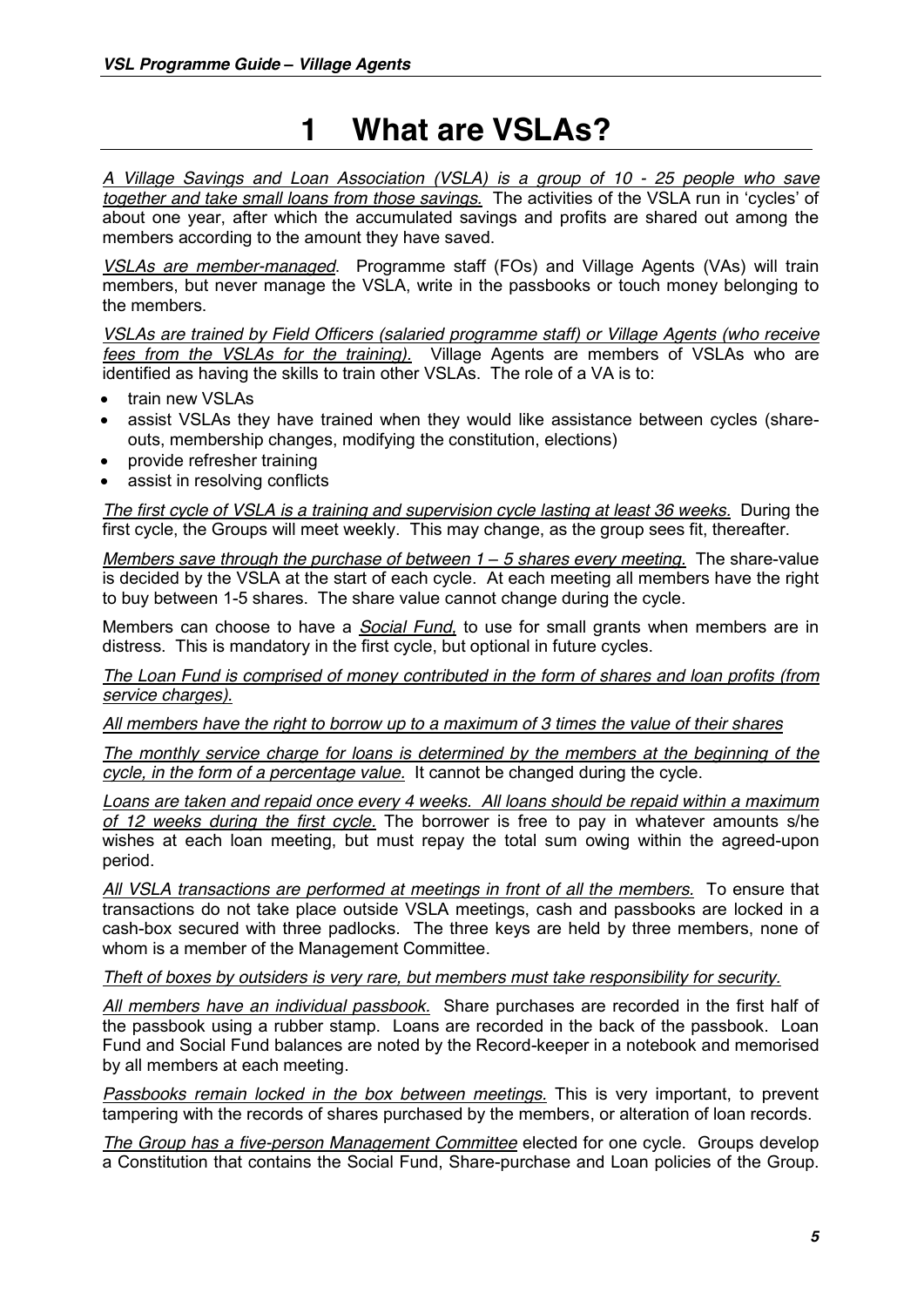# 1 What are VSLAs?

*A Village Savings and Loan Association (VSLA) is a group of 10 - 25 people who save together and take small loans from those savings.* The activities of the VSLA run in 'cycles' of about one year, after which the accumulated savings and profits are shared out among the members according to the amount they have saved.

*VSLAs are member-managed.* Programme staff (FOs) and Village Agents (VAs) will train members, but never manage the VSLA, write in the passbooks or touch money belonging to the members.

*VSLAs are trained by Field Officers (salaried programme staff) or Village Agents (who receive fees from the VSLAs for the training).* Village Agents are members of VSLAs who are identified as having the skills to train other VSLAs. The role of a VA is to:

- train new VSLAs
- assist VSLAs they have trained when they would like assistance between cycles (share-outs, membership changes, modifying the constitution, elections)
- provide refresher training
- assist in resolving conflicts

*The first cycle of VSLA is a training and supervision cycle lasting at least 36 weeks.* During the first cycle, the Groups will meet weekly. This may change, as the group sees fit, thereafter.

*Members save through the purchase of between 1 – 5 shares every meeting.* The share-value is decided by the VSLA at the start of each cycle. At each meeting all members have the right to buy between 1-5 shares. The share value cannot change during the cycle.

Members can choose to have a *Social Fund,* to use for small grants when members are in distress. This is mandatory in the first cycle, but optional in future cycles.

*The Loan Fund is comprised of money contributed in the form of shares and loan profits (from service charges).*

*All members have the right to borrow up to a maximum of 3 times the value of their shares*

*The monthly service charge for loans is determined by the members at the beginning of the cycle, in the form of a percentage value.* It cannot be changed during the cycle.

*Loans are taken and repaid once every 4 weeks. All loans should be repaid within a maximum of 12 weeks during the first cycle.* The borrower is free to pay in whatever amounts s/he wishes at each loan meeting, but must repay the total sum owing within the agreed-upon period.

*All VSLA transactions are performed at meetings in front of all the members.* To ensure that transactions do not take place outside VSLA meetings, cash and passbooks are locked in a cash-box secured with three padlocks. The three keys are held by three members, none of whom is a member of the Management Committee.

*Theft of boxes by outsiders is very rare, but members must take responsibility for security.*

*All members have an individual passbook.* Share purchases are recorded in the first half of the passbook using a rubber stamp. Loans are recorded in the back of the passbook. Loan Fund and Social Fund balances are noted by the Record-keeper in a notebook and memorised by all members at each meeting.

*Passbooks remain locked in the box between meetings.* This is very important, to prevent tampering with the records of shares purchased by the members, or alteration of loan records.

*The Group has a five-person Management Committee* elected for one cycle. Groups develop a Constitution that contains the Social Fund, Share-purchase and Loan policies of the Group.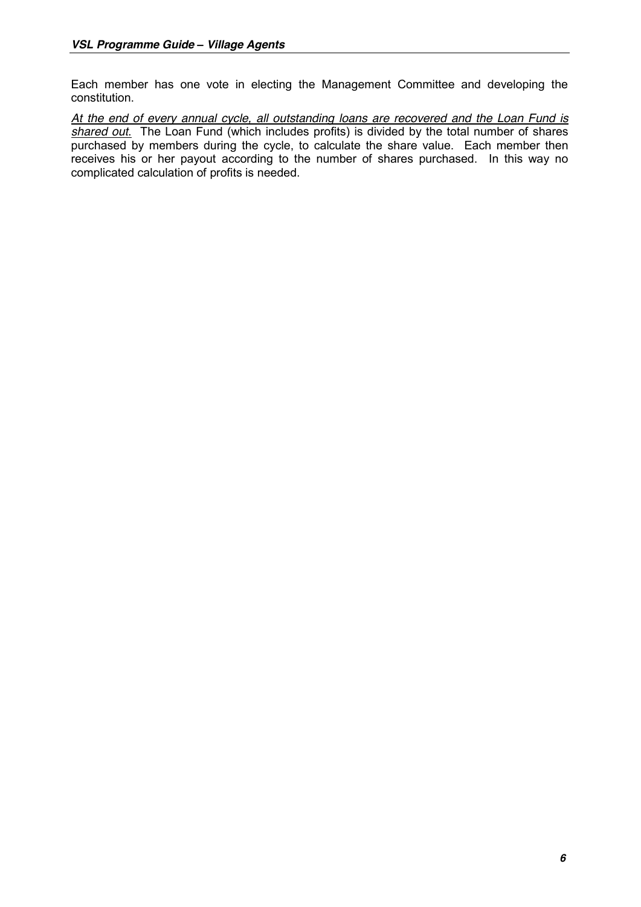Each member has one vote in electing the Management Committee and developing the constitution.

*At the end of every annual cycle, all outstanding loans are recovered and the Loan Fund is shared out.* The Loan Fund (which includes profits) is divided by the total number of shares purchased by members during the cycle, to calculate the share value. Each member then receives his or her payout according to the number of shares purchased. In this way no complicated calculation of profits is needed.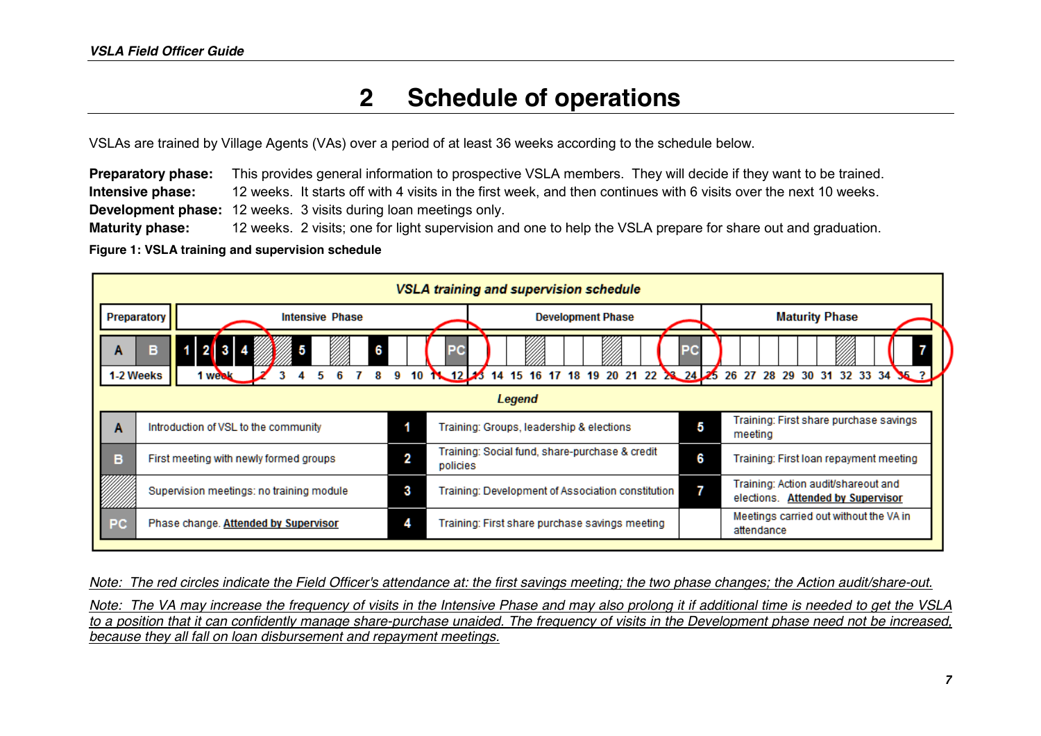# 2 Schedule of operations

VSLAs are trained by Village Agents (VAs) over a period of at least 36 weeks according to the schedule below.

**Preparatory phase:** This provides general information to prospective VSLA members. They will decide if they want to be trained.
**Intensive phase:** 12 weeks. It starts off with 4 visits in the first week, and then continues with 6 visits over the next 10 weeks.
**Development phase:** 12 weeks. 3 visits during loan meetings only.
**Maturity phase:** 12 weeks. 2 visits; one for light supervision and one to help the VSLA prepare for share out and graduation.

**Figure 1: VSLA training and supervision schedule**

*VSLA training and supervision schedule*

| Preparatory | Intensive Phase | Development Phase | Maturity Phase |
|---|---|---|---|
| A, B | 1, 2, 3, 4, ▨, 5, ▨, 6, PC | ▨, ▨, PC | ▨, 7 |
| 1-2 Weeks | 1 week, 2 3 4 5 6 7 8 9 10 11 12 | 13 14 15 16 17 18 19 20 21 22 23 24 | 25 26 27 28 29 30 31 32 33 34 35 ? |

*Legend*

| | | | | | |
|---|---|---|---|---|---|
| A | Introduction of VSL to the community | 1 | Training: Groups, leadership & elections | 5 | Training: First share purchase savings meeting |
| B | First meeting with newly formed groups | 2 | Training: Social fund, share-purchase & credit policies | 6 | Training: First loan repayment meeting |
| ▨ | Supervision meetings: no training module | 3 | Training: Development of Association constitution | 7 | Training: Action audit/shareout and elections. **Attended by Supervisor** |
| PC | Phase change. **Attended by Supervisor** | 4 | Training: First share purchase savings meeting | | Meetings carried out without the VA in attendance |

*Note: The red circles indicate the Field Officer's attendance at: the first savings meeting; the two phase changes; the Action audit/share-out.*

*Note: The VA may increase the frequency of visits in the Intensive Phase and may also prolong it if additional time is needed to get the VSLA to a position that it can confidently manage share-purchase unaided. The frequency of visits in the Development phase need not be increased, because they all fall on loan disbursement and repayment meetings.*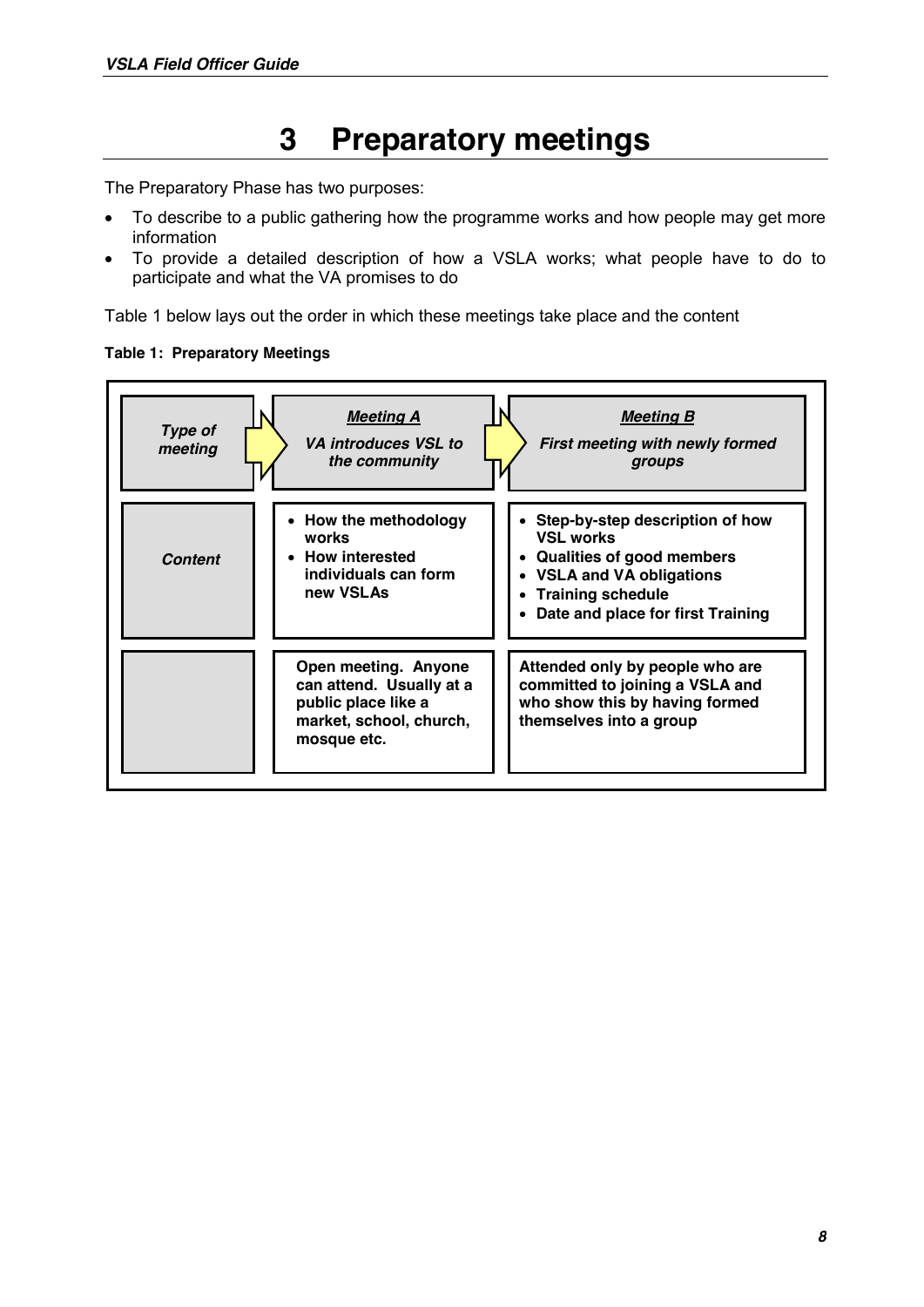# 3 Preparatory meetings

The Preparatory Phase has two purposes:

- To describe to a public gathering how the programme works and how people may get more information
- To provide a detailed description of how a VSLA works; what people have to do to participate and what the VA promises to do

Table 1 below lays out the order in which these meetings take place and the content

**Table 1: Preparatory Meetings**

| ***Type of meeting*** | ***Meeting A*** <br> ***VA introduces VSL to the community*** | ***Meeting B*** <br> ***First meeting with newly formed groups*** |
|---|---|---|
| ***Content*** | • **How the methodology works** <br> • **How interested individuals can form new VSLAs** | • **Step-by-step description of how VSL works** <br> • **Qualities of good members** <br> • **VSLA and VA obligations** <br> • **Training schedule** <br> • **Date and place for first Training** |
| | **Open meeting. Anyone can attend. Usually at a public place like a market, school, church, mosque etc.** | **Attended only by people who are committed to joining a VSLA and who show this by having formed themselves into a group** |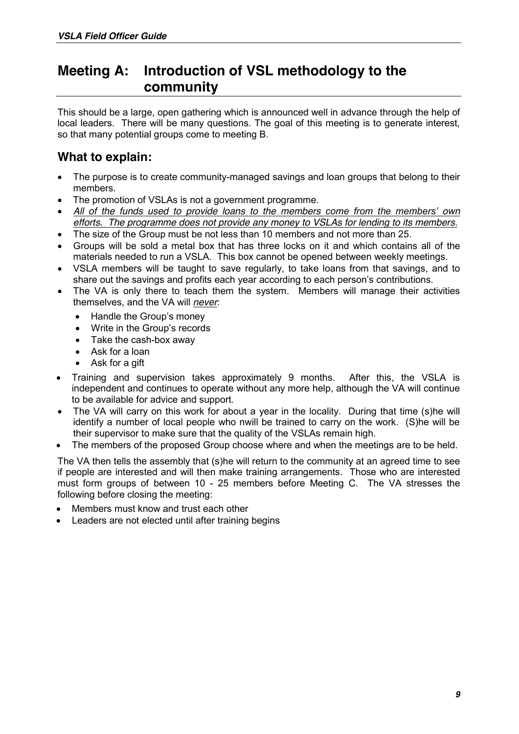# Meeting A: Introduction of VSL methodology to the community

This should be a large, open gathering which is announced well in advance through the help of local leaders. There will be many questions. The goal of this meeting is to generate interest, so that many potential groups come to meeting B.

## What to explain:

- The purpose is to create community-managed savings and loan groups that belong to their members.
- The promotion of VSLAs is not a government programme.
- *All of the funds used to provide loans to the members come from the members' own efforts. The programme does not provide any money to VSLAs for lending to its members.*
- The size of the Group must be not less than 10 members and not more than 25.
- Groups will be sold a metal box that has three locks on it and which contains all of the materials needed to run a VSLA. This box cannot be opened between weekly meetings.
- VSLA members will be taught to save regularly, to take loans from that savings, and to share out the savings and profits each year according to each person's contributions.
- The VA is only there to teach them the system. Members will manage their activities themselves, and the VA will *never*:
  - Handle the Group's money
  - Write in the Group's records
  - Take the cash-box away
  - Ask for a loan
  - Ask for a gift
- Training and supervision takes approximately 9 months. After this, the VSLA is independent and continues to operate without any more help, although the VA will continue to be available for advice and support.
- The VA will carry on this work for about a year in the locality. During that time (s)he will identify a number of local people who nwill be trained to carry on the work. (S)he will be their supervisor to make sure that the quality of the VSLAs remain high.
- The members of the proposed Group choose where and when the meetings are to be held.

The VA then tells the assembly that (s)he will return to the community at an agreed time to see if people are interested and will then make training arrangements. Those who are interested must form groups of between 10 - 25 members before Meeting C. The VA stresses the following before closing the meeting:

- Members must know and trust each other
- Leaders are not elected until after training begins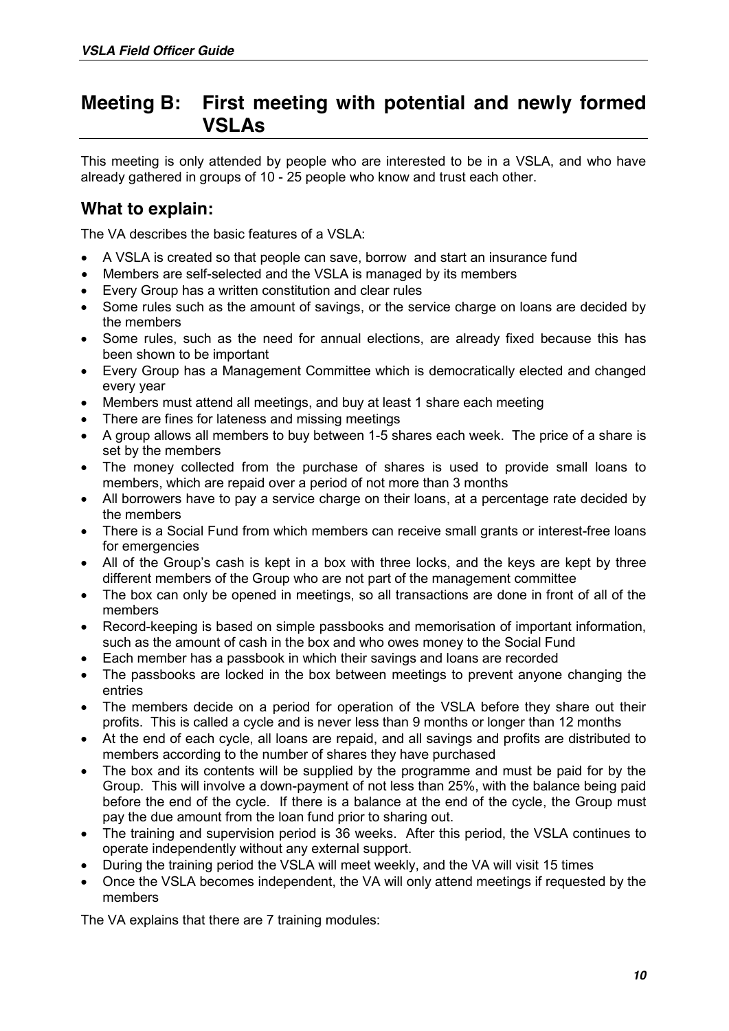# Meeting B: First meeting with potential and newly formed VSLAs

This meeting is only attended by people who are interested to be in a VSLA, and who have already gathered in groups of 10 - 25 people who know and trust each other.

## What to explain:

The VA describes the basic features of a VSLA:

- A VSLA is created so that people can save, borrow and start an insurance fund
- Members are self-selected and the VSLA is managed by its members
- Every Group has a written constitution and clear rules
- Some rules such as the amount of savings, or the service charge on loans are decided by the members
- Some rules, such as the need for annual elections, are already fixed because this has been shown to be important
- Every Group has a Management Committee which is democratically elected and changed every year
- Members must attend all meetings, and buy at least 1 share each meeting
- There are fines for lateness and missing meetings
- A group allows all members to buy between 1-5 shares each week. The price of a share is set by the members
- The money collected from the purchase of shares is used to provide small loans to members, which are repaid over a period of not more than 3 months
- All borrowers have to pay a service charge on their loans, at a percentage rate decided by the members
- There is a Social Fund from which members can receive small grants or interest-free loans for emergencies
- All of the Group's cash is kept in a box with three locks, and the keys are kept by three different members of the Group who are not part of the management committee
- The box can only be opened in meetings, so all transactions are done in front of all of the members
- Record-keeping is based on simple passbooks and memorisation of important information, such as the amount of cash in the box and who owes money to the Social Fund
- Each member has a passbook in which their savings and loans are recorded
- The passbooks are locked in the box between meetings to prevent anyone changing the entries
- The members decide on a period for operation of the VSLA before they share out their profits. This is called a cycle and is never less than 9 months or longer than 12 months
- At the end of each cycle, all loans are repaid, and all savings and profits are distributed to members according to the number of shares they have purchased
- The box and its contents will be supplied by the programme and must be paid for by the Group. This will involve a down-payment of not less than 25%, with the balance being paid before the end of the cycle. If there is a balance at the end of the cycle, the Group must pay the due amount from the loan fund prior to sharing out.
- The training and supervision period is 36 weeks. After this period, the VSLA continues to operate independently without any external support.
- During the training period the VSLA will meet weekly, and the VA will visit 15 times
- Once the VSLA becomes independent, the VA will only attend meetings if requested by the members

The VA explains that there are 7 training modules: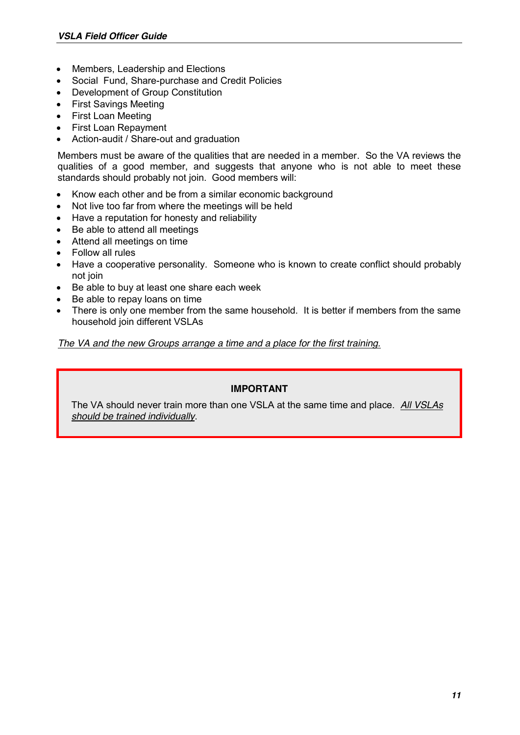- Members, Leadership and Elections
- Social Fund, Share-purchase and Credit Policies
- Development of Group Constitution
- First Savings Meeting
- First Loan Meeting
- First Loan Repayment
- Action-audit / Share-out and graduation

Members must be aware of the qualities that are needed in a member. So the VA reviews the qualities of a good member, and suggests that anyone who is not able to meet these standards should probably not join. Good members will:

- Know each other and be from a similar economic background
- Not live too far from where the meetings will be held
- Have a reputation for honesty and reliability
- Be able to attend all meetings
- Attend all meetings on time
- Follow all rules
- Have a cooperative personality. Someone who is known to create conflict should probably not join
- Be able to buy at least one share each week
- Be able to repay loans on time
- There is only one member from the same household. It is better if members from the same household join different VSLAs

*The VA and the new Groups arrange a time and a place for the first training.*

> **IMPORTANT**
>
> The VA should never train more than one VSLA at the same time and place. *All VSLAs should be trained individually*.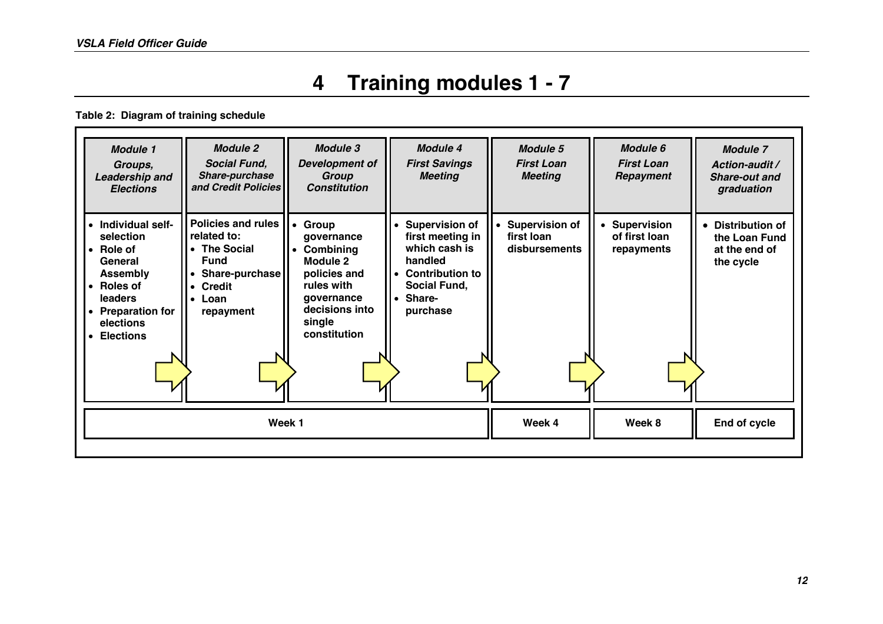# 4 Training modules 1 - 7

**Table 2: Diagram of training schedule**

| ***Module 1*** ***Groups, Leadership and Elections*** | ***Module 2*** ***Social Fund, Share-purchase and Credit Policies*** | ***Module 3*** ***Development of Group Constitution*** | ***Module 4*** ***First Savings Meeting*** | ***Module 5*** ***First Loan Meeting*** | ***Module 6*** ***First Loan Repayment*** | ***Module 7*** ***Action-audit / Share-out and graduation*** |
|---|---|---|---|---|---|---|
| • **Individual self-selection**<br>• **Role of General Assembly**<br>• **Roles of leaders**<br>• **Preparation for elections**<br>• **Elections** | **Policies and rules related to:**<br>• **The Social Fund**<br>• **Share-purchase**<br>• **Credit**<br>• **Loan repayment** | • **Group governance**<br>• **Combining Module 2 policies and rules with governance decisions into single constitution** | • **Supervision of first meeting in which cash is handled**<br>• **Contribution to Social Fund,**<br>• **Share-purchase** | • **Supervision of first loan disbursements** | • **Supervision of first loan repayments** | • **Distribution of the Loan Fund at the end of the cycle** |
| **Week 1** | | | | **Week 4** | **Week 8** | **End of cycle** |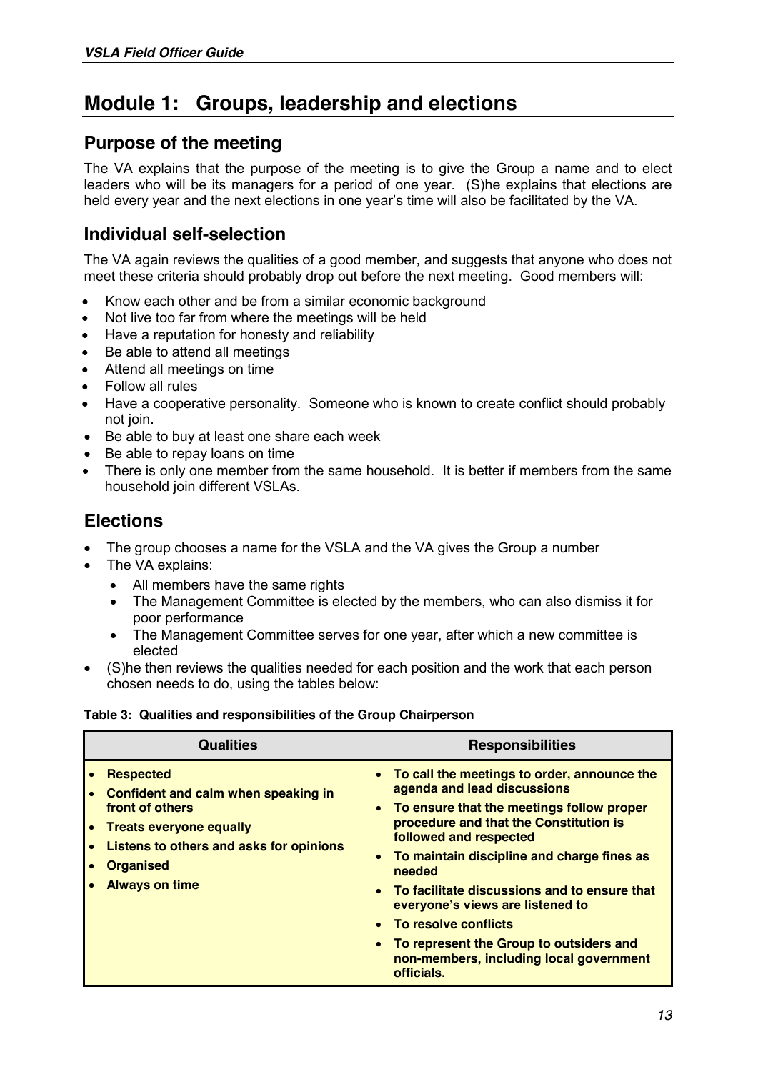# Module 1: Groups, leadership and elections

## Purpose of the meeting

The VA explains that the purpose of the meeting is to give the Group a name and to elect leaders who will be its managers for a period of one year. (S)he explains that elections are held every year and the next elections in one year's time will also be facilitated by the VA.

## Individual self-selection

The VA again reviews the qualities of a good member, and suggests that anyone who does not meet these criteria should probably drop out before the next meeting. Good members will:

- Know each other and be from a similar economic background
- Not live too far from where the meetings will be held
- Have a reputation for honesty and reliability
- Be able to attend all meetings
- Attend all meetings on time
- Follow all rules
- Have a cooperative personality. Someone who is known to create conflict should probably not join.
- Be able to buy at least one share each week
- Be able to repay loans on time
- There is only one member from the same household. It is better if members from the same household join different VSLAs.

## Elections

- The group chooses a name for the VSLA and the VA gives the Group a number
- The VA explains:
  - All members have the same rights
  - The Management Committee is elected by the members, who can also dismiss it for poor performance
  - The Management Committee serves for one year, after which a new committee is elected
- (S)he then reviews the qualities needed for each position and the work that each person chosen needs to do, using the tables below:

**Table 3: Qualities and responsibilities of the Group Chairperson**

| Qualities | Responsibilities |
|---|---|
| • **Respected**<br>• **Confident and calm when speaking in front of others**<br>• **Treats everyone equally**<br>• **Listens to others and asks for opinions**<br>• **Organised**<br>• **Always on time** | • **To call the meetings to order, announce the agenda and lead discussions**<br>• **To ensure that the meetings follow proper procedure and that the Constitution is followed and respected**<br>• **To maintain discipline and charge fines as needed**<br>• **To facilitate discussions and to ensure that everyone's views are listened to**<br>• **To resolve conflicts**<br>• **To represent the Group to outsiders and non-members, including local government officials.** |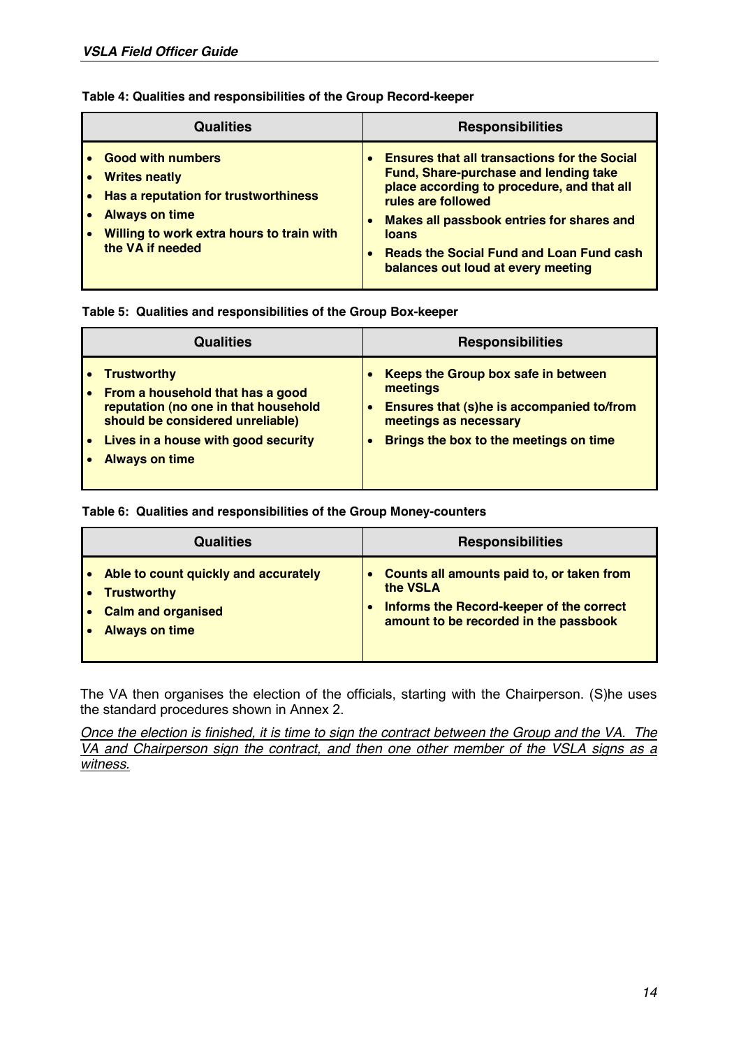**Table 4: Qualities and responsibilities of the Group Record-keeper**

| Qualities | Responsibilities |
|---|---|
| • Good with numbers<br>• Writes neatly<br>• Has a reputation for trustworthiness<br>• Always on time<br>• Willing to work extra hours to train with the VA if needed | • Ensures that all transactions for the Social Fund, Share-purchase and lending take place according to procedure, and that all rules are followed<br>• Makes all passbook entries for shares and loans<br>• Reads the Social Fund and Loan Fund cash balances out loud at every meeting |

**Table 5: Qualities and responsibilities of the Group Box-keeper**

| Qualities | Responsibilities |
|---|---|
| • Trustworthy<br>• From a household that has a good reputation (no one in that household should be considered unreliable)<br>• Lives in a house with good security<br>• Always on time | • Keeps the Group box safe in between meetings<br>• Ensures that (s)he is accompanied to/from meetings as necessary<br>• Brings the box to the meetings on time |

**Table 6: Qualities and responsibilities of the Group Money-counters**

| Qualities | Responsibilities |
|---|---|
| • Able to count quickly and accurately<br>• Trustworthy<br>• Calm and organised<br>• Always on time | • Counts all amounts paid to, or taken from the VSLA<br>• Informs the Record-keeper of the correct amount to be recorded in the passbook |

The VA then organises the election of the officials, starting with the Chairperson. (S)he uses the standard procedures shown in Annex 2.

*Once the election is finished, it is time to sign the contract between the Group and the VA. The VA and Chairperson sign the contract, and then one other member of the VSLA signs as a witness.*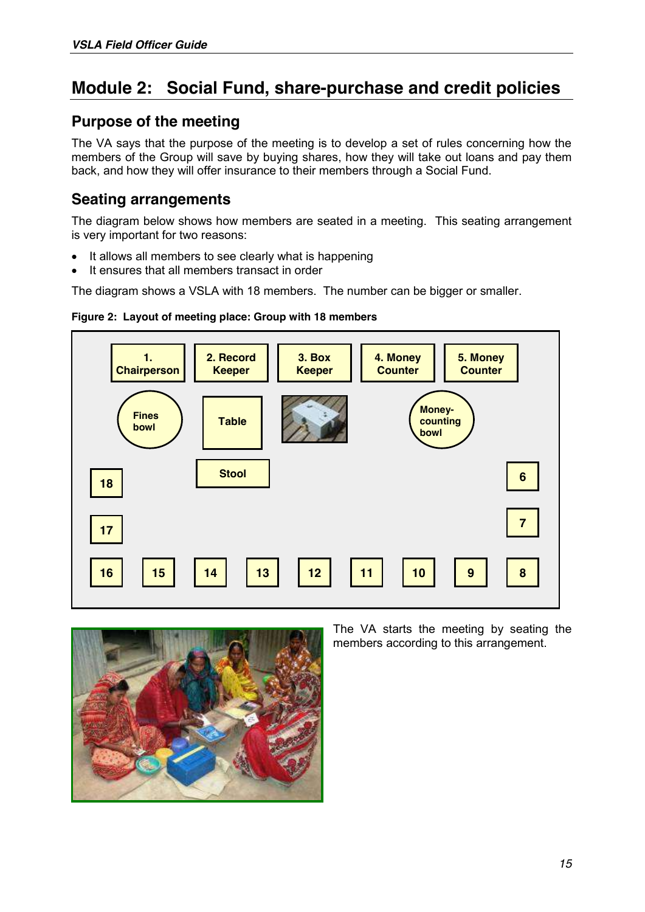# Module 2: Social Fund, share-purchase and credit policies

## Purpose of the meeting

The VA says that the purpose of the meeting is to develop a set of rules concerning how the members of the Group will save by buying shares, how they will take out loans and pay them back, and how they will offer insurance to their members through a Social Fund.

## Seating arrangements

The diagram below shows how members are seated in a meeting. This seating arrangement is very important for two reasons:

- It allows all members to see clearly what is happening
- It ensures that all members transact in order

The diagram shows a VSLA with 18 members. The number can be bigger or smaller.

**Figure 2: Layout of meeting place: Group with 18 members**

1. Chairperson | 2. Record Keeper | 3. Box Keeper | 4. Money Counter | 5. Money Counter

Fines bowl | Table | Money-counting bowl

Stool

18 | 17 | 16 | 15 | 14 | 13 | 12 | 11 | 10 | 9 | 8 | 7 | 6

The VA starts the meeting by seating the members according to this arrangement.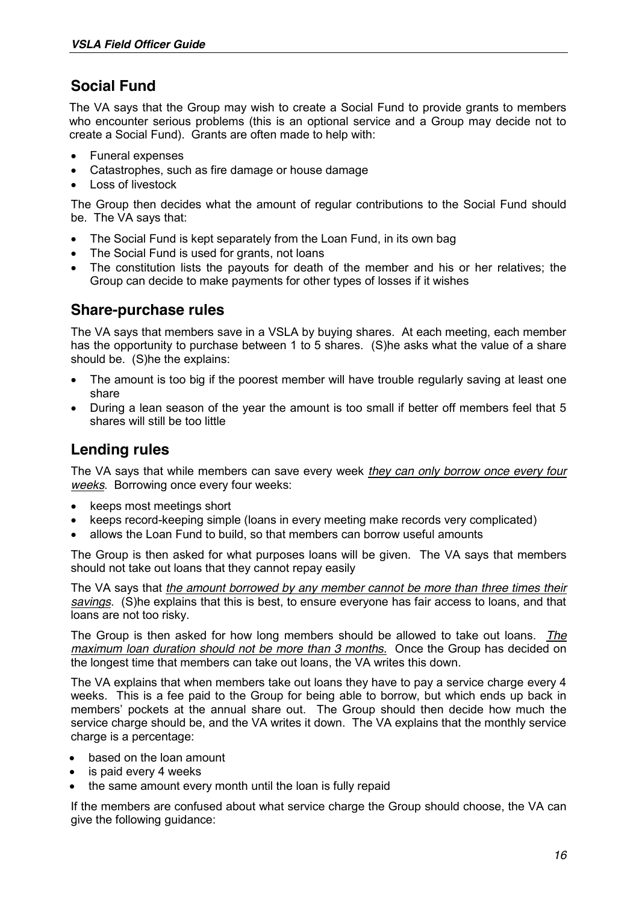## Social Fund

The VA says that the Group may wish to create a Social Fund to provide grants to members who encounter serious problems (this is an optional service and a Group may decide not to create a Social Fund). Grants are often made to help with:

- Funeral expenses
- Catastrophes, such as fire damage or house damage
- Loss of livestock

The Group then decides what the amount of regular contributions to the Social Fund should be. The VA says that:

- The Social Fund is kept separately from the Loan Fund, in its own bag
- The Social Fund is used for grants, not loans
- The constitution lists the payouts for death of the member and his or her relatives; the Group can decide to make payments for other types of losses if it wishes

## Share-purchase rules

The VA says that members save in a VSLA by buying shares. At each meeting, each member has the opportunity to purchase between 1 to 5 shares. (S)he asks what the value of a share should be. (S)he the explains:

- The amount is too big if the poorest member will have trouble regularly saving at least one share
- During a lean season of the year the amount is too small if better off members feel that 5 shares will still be too little

## Lending rules

The VA says that while members can save every week *they can only borrow once every four weeks*. Borrowing once every four weeks:

- keeps most meetings short
- keeps record-keeping simple (loans in every meeting make records very complicated)
- allows the Loan Fund to build, so that members can borrow useful amounts

The Group is then asked for what purposes loans will be given. The VA says that members should not take out loans that they cannot repay easily

The VA says that *the amount borrowed by any member cannot be more than three times their savings*. (S)he explains that this is best, to ensure everyone has fair access to loans, and that loans are not too risky.

The Group is then asked for how long members should be allowed to take out loans. *The maximum loan duration should not be more than 3 months.* Once the Group has decided on the longest time that members can take out loans, the VA writes this down.

The VA explains that when members take out loans they have to pay a service charge every 4 weeks. This is a fee paid to the Group for being able to borrow, but which ends up back in members' pockets at the annual share out. The Group should then decide how much the service charge should be, and the VA writes it down. The VA explains that the monthly service charge is a percentage:

- based on the loan amount
- is paid every 4 weeks
- the same amount every month until the loan is fully repaid

If the members are confused about what service charge the Group should choose, the VA can give the following guidance: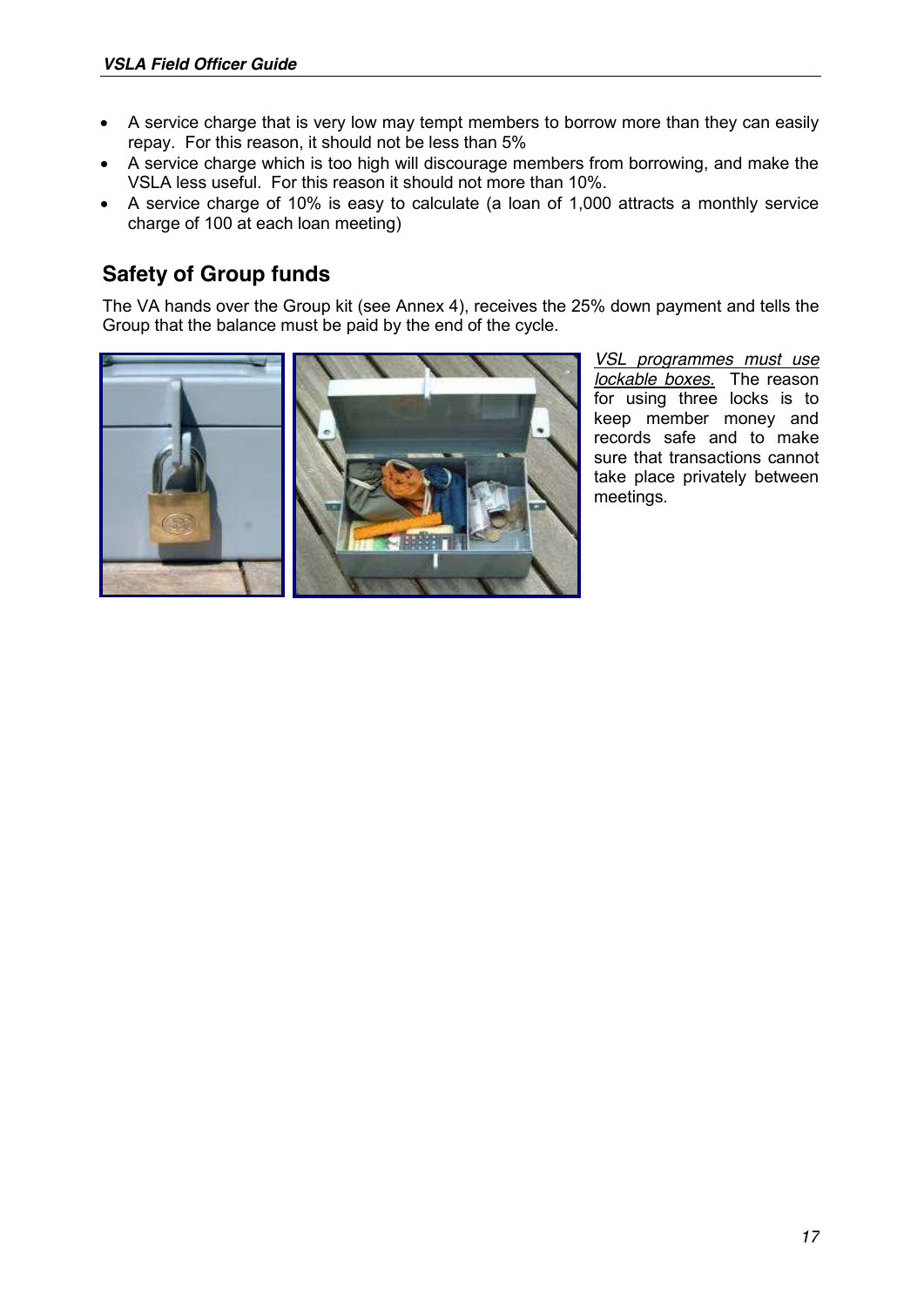- A service charge that is very low may tempt members to borrow more than they can easily repay. For this reason, it should not be less than 5%
- A service charge which is too high will discourage members from borrowing, and make the VSLA less useful. For this reason it should not more than 10%.
- A service charge of 10% is easy to calculate (a loan of 1,000 attracts a monthly service charge of 100 at each loan meeting)

## Safety of Group funds

The VA hands over the Group kit (see Annex 4), receives the 25% down payment and tells the Group that the balance must be paid by the end of the cycle.

*VSL programmes must use lockable boxes.* The reason for using three locks is to keep member money and records safe and to make sure that transactions cannot take place privately between meetings.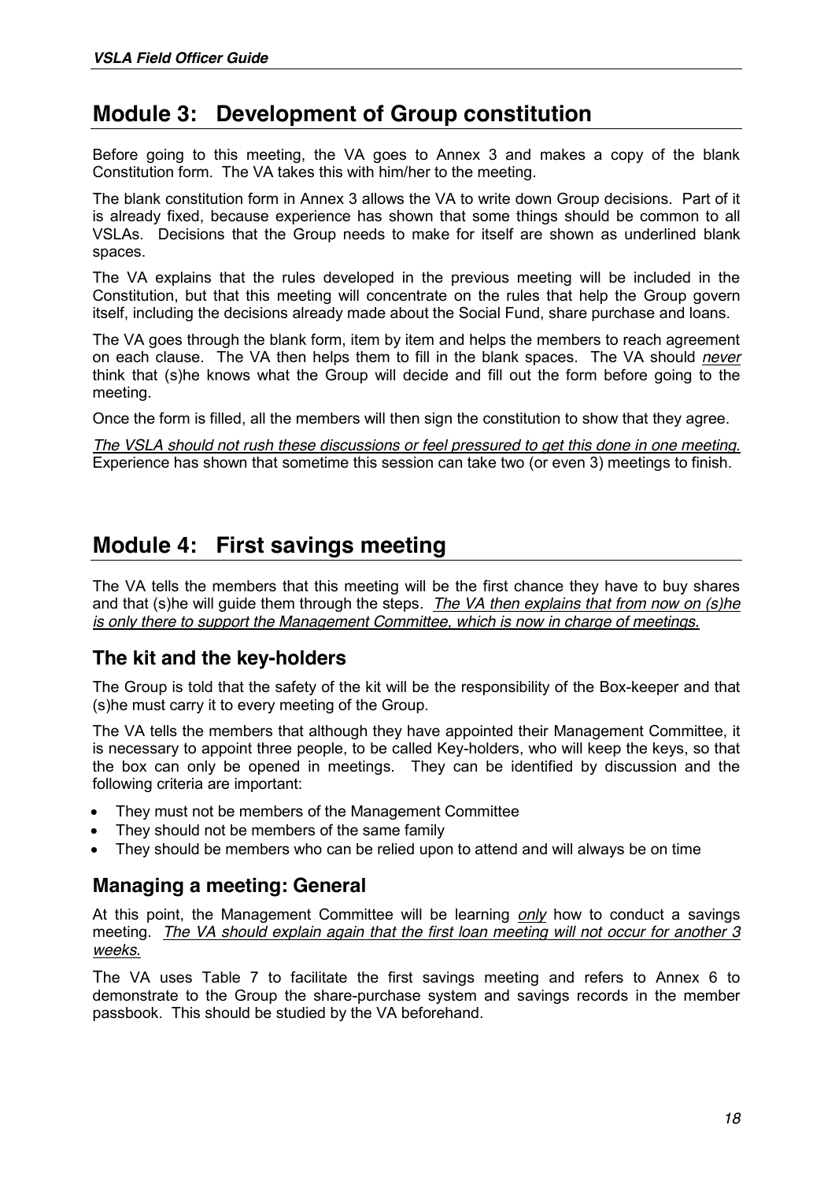## Module 3: Development of Group constitution

Before going to this meeting, the VA goes to Annex 3 and makes a copy of the blank Constitution form. The VA takes this with him/her to the meeting.

The blank constitution form in Annex 3 allows the VA to write down Group decisions. Part of it is already fixed, because experience has shown that some things should be common to all VSLAs. Decisions that the Group needs to make for itself are shown as underlined blank spaces.

The VA explains that the rules developed in the previous meeting will be included in the Constitution, but that this meeting will concentrate on the rules that help the Group govern itself, including the decisions already made about the Social Fund, share purchase and loans.

The VA goes through the blank form, item by item and helps the members to reach agreement on each clause. The VA then helps them to fill in the blank spaces. The VA should *never* think that (s)he knows what the Group will decide and fill out the form before going to the meeting.

Once the form is filled, all the members will then sign the constitution to show that they agree.

*The VSLA should not rush these discussions or feel pressured to get this done in one meeting.* Experience has shown that sometime this session can take two (or even 3) meetings to finish.

## Module 4: First savings meeting

The VA tells the members that this meeting will be the first chance they have to buy shares and that (s)he will guide them through the steps. *The VA then explains that from now on (s)he is only there to support the Management Committee, which is now in charge of meetings.*

### The kit and the key-holders

The Group is told that the safety of the kit will be the responsibility of the Box-keeper and that (s)he must carry it to every meeting of the Group.

The VA tells the members that although they have appointed their Management Committee, it is necessary to appoint three people, to be called Key-holders, who will keep the keys, so that the box can only be opened in meetings. They can be identified by discussion and the following criteria are important:

- They must not be members of the Management Committee
- They should not be members of the same family
- They should be members who can be relied upon to attend and will always be on time

### Managing a meeting: General

At this point, the Management Committee will be learning *only* how to conduct a savings meeting. *The VA should explain again that the first loan meeting will not occur for another 3 weeks.*

The VA uses Table 7 to facilitate the first savings meeting and refers to Annex 6 to demonstrate to the Group the share-purchase system and savings records in the member passbook. This should be studied by the VA beforehand.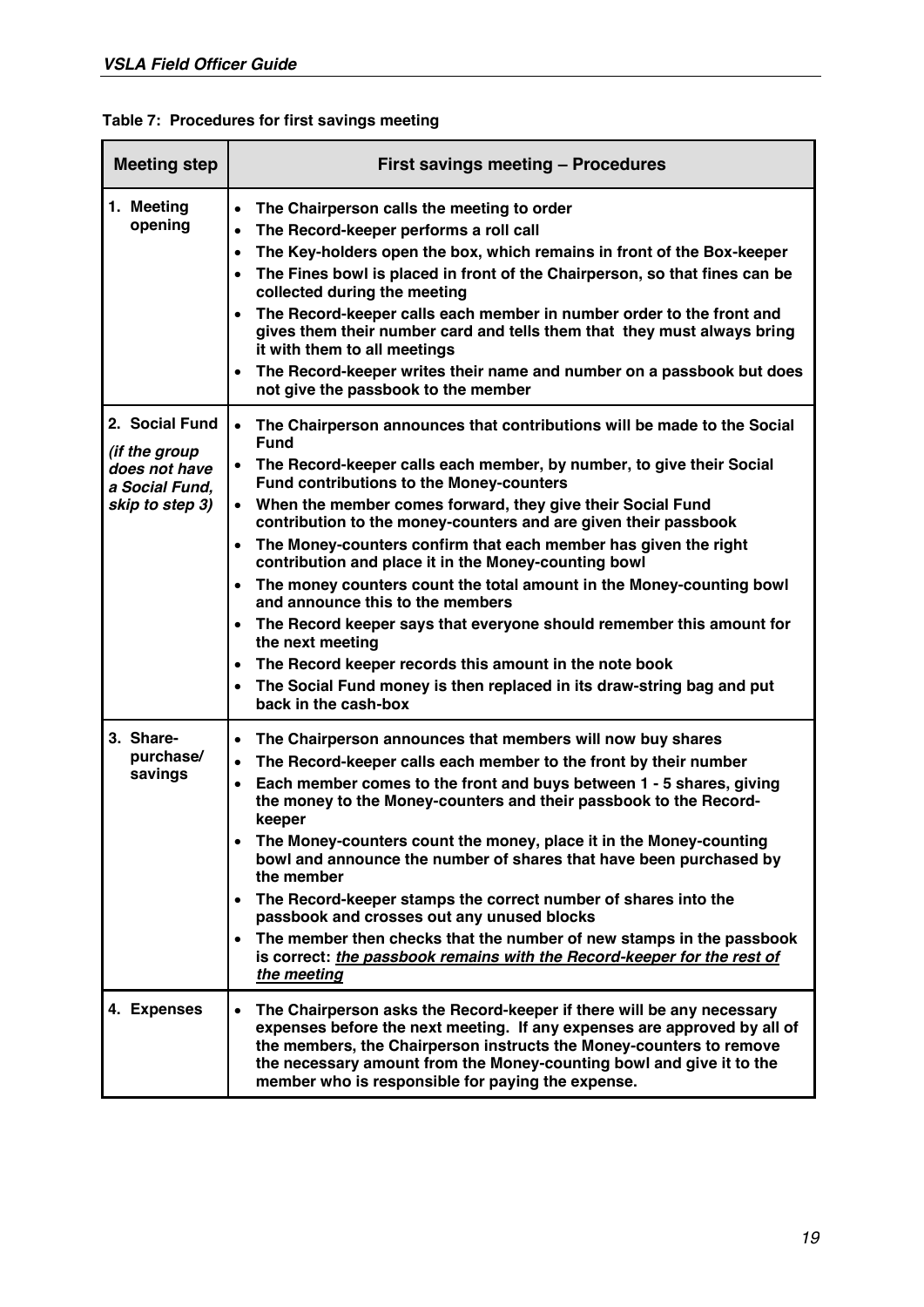**Table 7: Procedures for first savings meeting**

| Meeting step | First savings meeting – Procedures |
|---|---|
| 1. Meeting opening | • The Chairperson calls the meeting to order<br>• The Record-keeper performs a roll call<br>• The Key-holders open the box, which remains in front of the Box-keeper<br>• The Fines bowl is placed in front of the Chairperson, so that fines can be collected during the meeting<br>• The Record-keeper calls each member in number order to the front and gives them their number card and tells them that they must always bring it with them to all meetings<br>• The Record-keeper writes their name and number on a passbook but does not give the passbook to the member |
| 2. Social Fund *(if the group does not have a Social Fund, skip to step 3)* | • The Chairperson announces that contributions will be made to the Social Fund<br>• The Record-keeper calls each member, by number, to give their Social Fund contributions to the Money-counters<br>• When the member comes forward, they give their Social Fund contribution to the money-counters and are given their passbook<br>• The Money-counters confirm that each member has given the right contribution and place it in the Money-counting bowl<br>• The money counters count the total amount in the Money-counting bowl and announce this to the members<br>• The Record keeper says that everyone should remember this amount for the next meeting<br>• The Record keeper records this amount in the note book<br>• The Social Fund money is then replaced in its draw-string bag and put back in the cash-box |
| 3. Share-purchase/ savings | • The Chairperson announces that members will now buy shares<br>• The Record-keeper calls each member to the front by their number<br>• Each member comes to the front and buys between 1 - 5 shares, giving the money to the Money-counters and their passbook to the Record-keeper<br>• The Money-counters count the money, place it in the Money-counting bowl and announce the number of shares that have been purchased by the member<br>• The Record-keeper stamps the correct number of shares into the passbook and crosses out any unused blocks<br>• The member then checks that the number of new stamps in the passbook is correct: ***the passbook remains with the Record-keeper for the rest of the meeting*** |
| 4. Expenses | • The Chairperson asks the Record-keeper if there will be any necessary expenses before the next meeting. If any expenses are approved by all of the members, the Chairperson instructs the Money-counters to remove the necessary amount from the Money-counting bowl and give it to the member who is responsible for paying the expense. |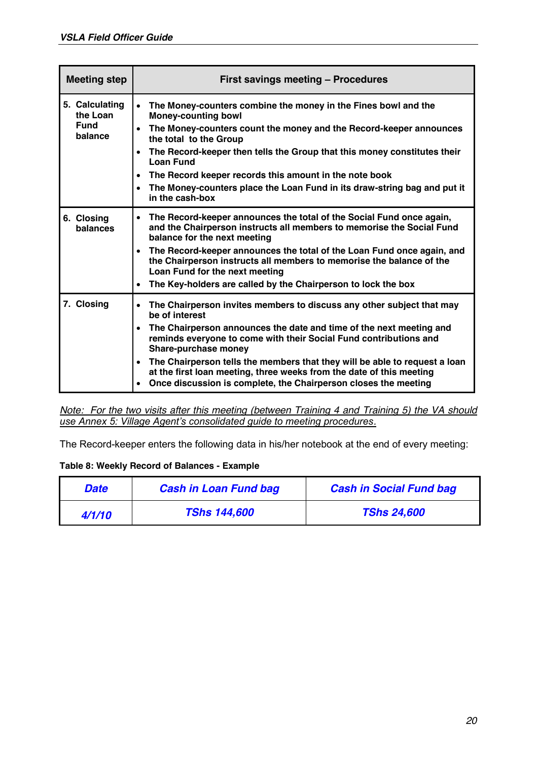| Meeting step | First savings meeting – Procedures |
|---|---|
| 5. Calculating the Loan Fund balance | • The Money-counters combine the money in the Fines bowl and the Money-counting bowl<br>• The Money-counters count the money and the Record-keeper announces the total to the Group<br>• The Record-keeper then tells the Group that this money constitutes their Loan Fund<br>• The Record keeper records this amount in the note book<br>• The Money-counters place the Loan Fund in its draw-string bag and put it in the cash-box |
| 6. Closing balances | • The Record-keeper announces the total of the Social Fund once again, and the Chairperson instructs all members to memorise the Social Fund balance for the next meeting<br>• The Record-keeper announces the total of the Loan Fund once again, and the Chairperson instructs all members to memorise the balance of the Loan Fund for the next meeting<br>• The Key-holders are called by the Chairperson to lock the box |
| 7. Closing | • The Chairperson invites members to discuss any other subject that may be of interest<br>• The Chairperson announces the date and time of the next meeting and reminds everyone to come with their Social Fund contributions and Share-purchase money<br>• The Chairperson tells the members that they will be able to request a loan at the first loan meeting, three weeks from the date of this meeting<br>• Once discussion is complete, the Chairperson closes the meeting |

*Note: For the two visits after this meeting (between Training 4 and Training 5) the VA should use Annex 5: Village Agent's consolidated guide to meeting procedures.*

The Record-keeper enters the following data in his/her notebook at the end of every meeting:

**Table 8: Weekly Record of Balances - Example**

| *Date* | *Cash in Loan Fund bag* | *Cash in Social Fund bag* |
|---|---|---|
| *4/1/10* | *TShs 144,600* | *TShs 24,600* |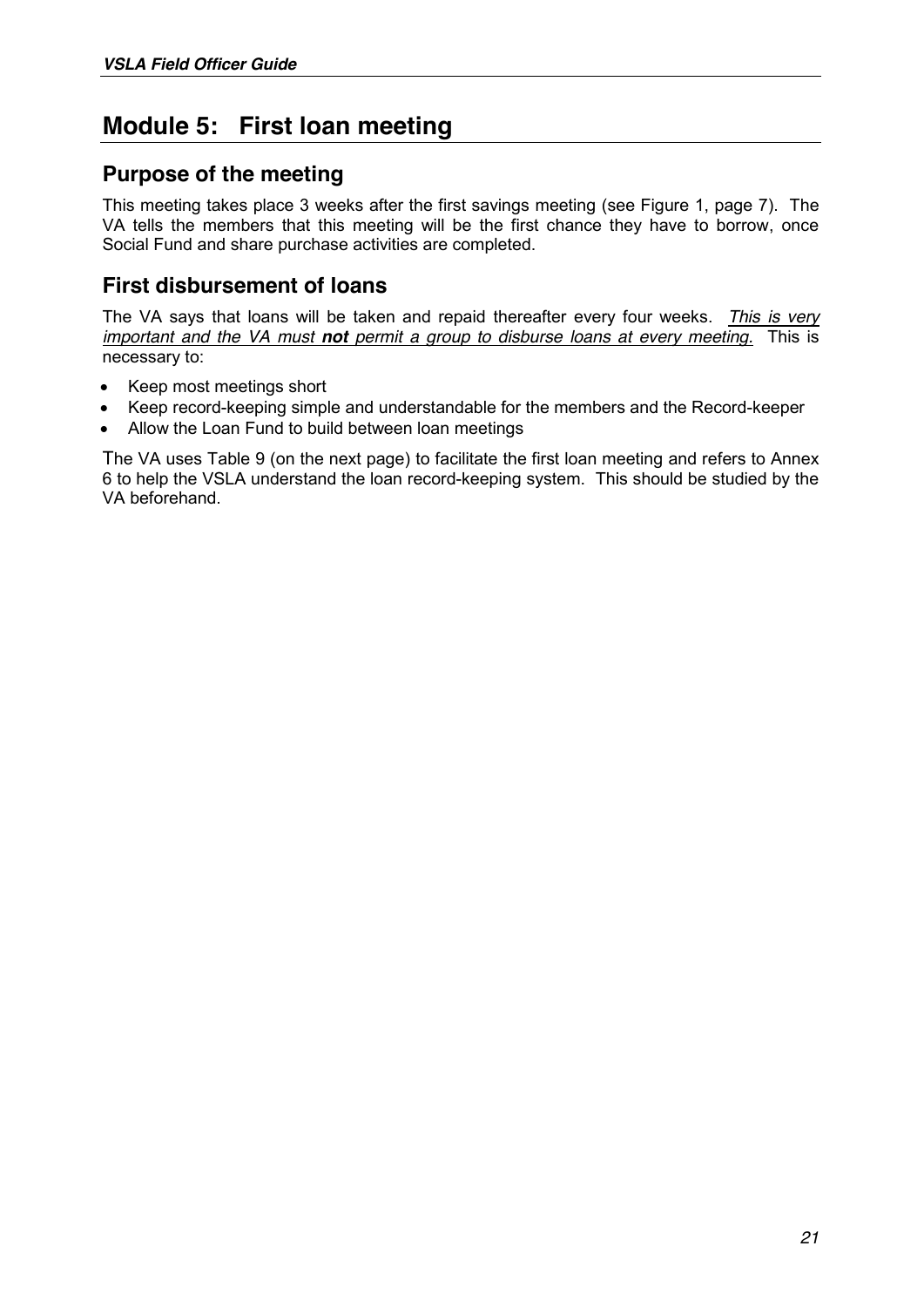# Module 5: First loan meeting

## Purpose of the meeting

This meeting takes place 3 weeks after the first savings meeting (see Figure 1, page 7). The VA tells the members that this meeting will be the first chance they have to borrow, once Social Fund and share purchase activities are completed.

## First disbursement of loans

The VA says that loans will be taken and repaid thereafter every four weeks. *This is very important and the VA must **not** permit a group to disburse loans at every meeting.* This is necessary to:

- Keep most meetings short
- Keep record-keeping simple and understandable for the members and the Record-keeper
- Allow the Loan Fund to build between loan meetings

The VA uses Table 9 (on the next page) to facilitate the first loan meeting and refers to Annex 6 to help the VSLA understand the loan record-keeping system. This should be studied by the VA beforehand.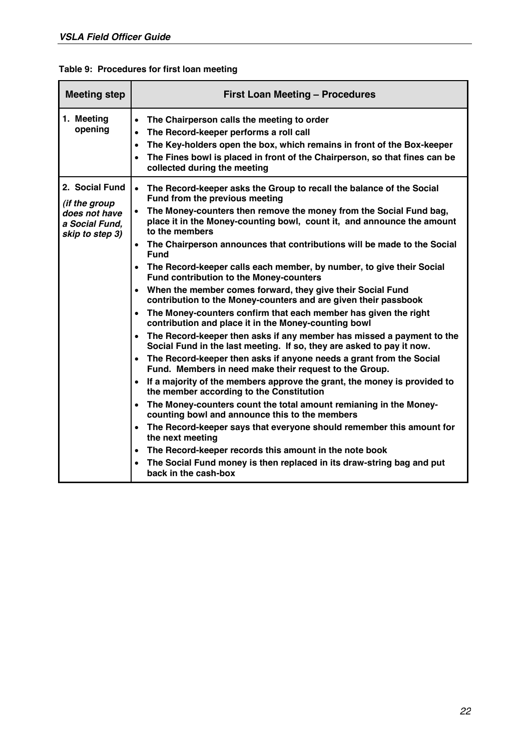**Table 9: Procedures for first loan meeting**

| Meeting step | First Loan Meeting – Procedures |
| --- | --- |
| **1. Meeting opening** | • **The Chairperson calls the meeting to order**<br>• **The Record-keeper performs a roll call**<br>• **The Key-holders open the box, which remains in front of the Box-keeper**<br>• **The Fines bowl is placed in front of the Chairperson, so that fines can be collected during the meeting** |
| **2. Social Fund** ***(if the group does not have a Social Fund, skip to step 3)*** | • **The Record-keeper asks the Group to recall the balance of the Social Fund from the previous meeting**<br>• **The Money-counters then remove the money from the Social Fund bag, place it in the Money-counting bowl, count it, and announce the amount to the members**<br>• **The Chairperson announces that contributions will be made to the Social Fund**<br>• **The Record-keeper calls each member, by number, to give their Social Fund contribution to the Money-counters**<br>• **When the member comes forward, they give their Social Fund contribution to the Money-counters and are given their passbook**<br>• **The Money-counters confirm that each member has given the right contribution and place it in the Money-counting bowl**<br>• **The Record-keeper then asks if any member has missed a payment to the Social Fund in the last meeting. If so, they are asked to pay it now.**<br>• **The Record-keeper then asks if anyone needs a grant from the Social Fund. Members in need make their request to the Group.**<br>• **If a majority of the members approve the grant, the money is provided to the member according to the Constitution**<br>• **The Money-counters count the total amount remianing in the Money-counting bowl and announce this to the members**<br>• **The Record-keeper says that everyone should remember this amount for the next meeting**<br>• **The Record-keeper records this amount in the note book**<br>• **The Social Fund money is then replaced in its draw-string bag and put back in the cash-box** |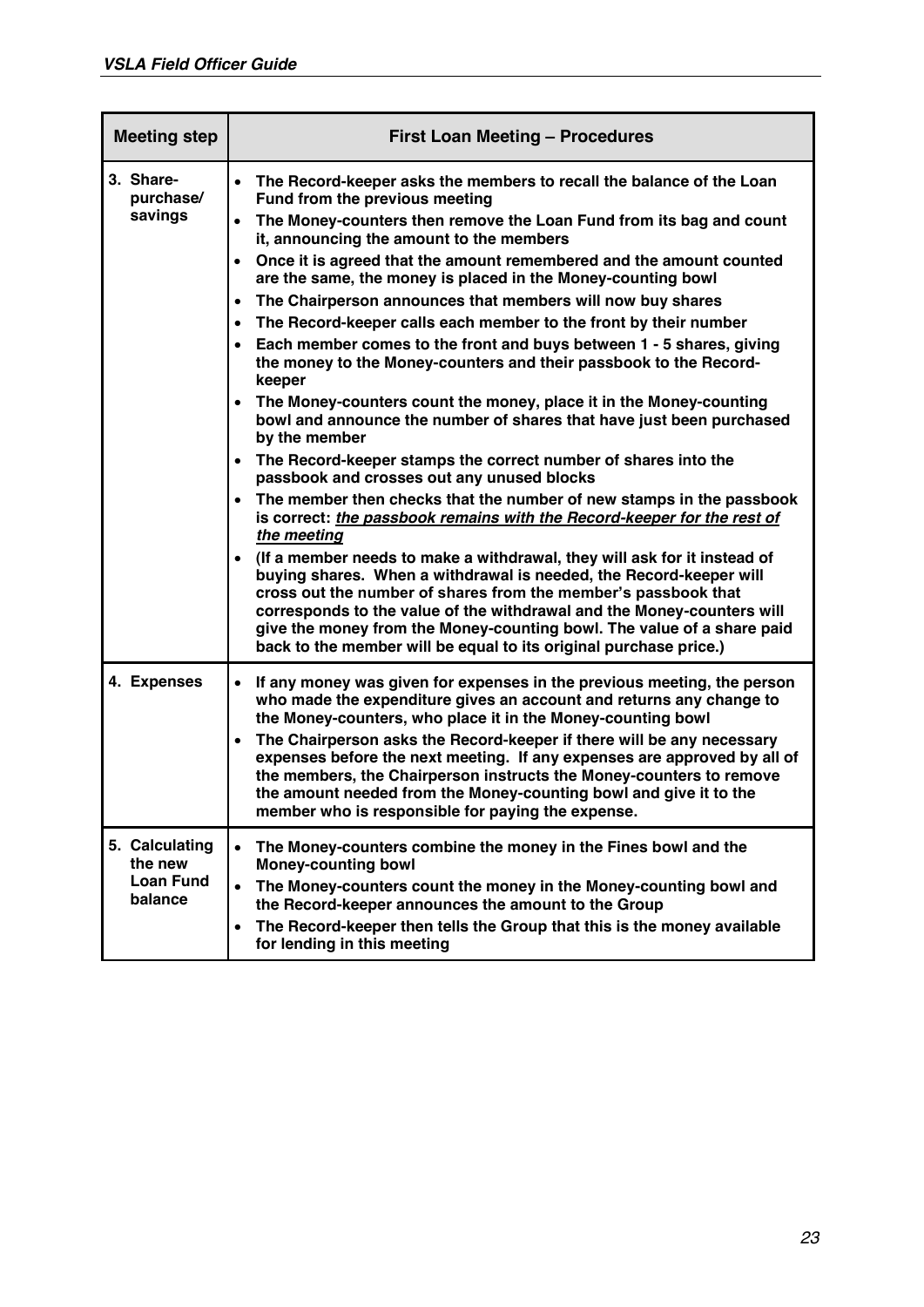| Meeting step | First Loan Meeting – Procedures |
|---|---|
| 3. Share-purchase/ savings | • **The Record-keeper asks the members to recall the balance of the Loan Fund from the previous meeting**<br>• **The Money-counters then remove the Loan Fund from its bag and count it, announcing the amount to the members**<br>• **Once it is agreed that the amount remembered and the amount counted are the same, the money is placed in the Money-counting bowl**<br>• **The Chairperson announces that members will now buy shares**<br>• **The Record-keeper calls each member to the front by their number**<br>• **Each member comes to the front and buys between 1 - 5 shares, giving the money to the Money-counters and their passbook to the Record-keeper**<br>• **The Money-counters count the money, place it in the Money-counting bowl and announce the number of shares that have just been purchased by the member**<br>• **The Record-keeper stamps the correct number of shares into the passbook and crosses out any unused blocks**<br>• **The member then checks that the number of new stamps in the passbook is correct: *<u>the passbook remains with the Record-keeper for the rest of the meeting</u>***<br>• **(If a member needs to make a withdrawal, they will ask for it instead of buying shares. When a withdrawal is needed, the Record-keeper will cross out the number of shares from the member's passbook that corresponds to the value of the withdrawal and the Money-counters will give the money from the Money-counting bowl. The value of a share paid back to the member will be equal to its original purchase price.)** |
| 4. Expenses | • **If any money was given for expenses in the previous meeting, the person who made the expenditure gives an account and returns any change to the Money-counters, who place it in the Money-counting bowl**<br>• **The Chairperson asks the Record-keeper if there will be any necessary expenses before the next meeting. If any expenses are approved by all of the members, the Chairperson instructs the Money-counters to remove the amount needed from the Money-counting bowl and give it to the member who is responsible for paying the expense.** |
| 5. Calculating the new Loan Fund balance | • **The Money-counters combine the money in the Fines bowl and the Money-counting bowl**<br>• **The Money-counters count the money in the Money-counting bowl and the Record-keeper announces the amount to the Group**<br>• **The Record-keeper then tells the Group that this is the money available for lending in this meeting** |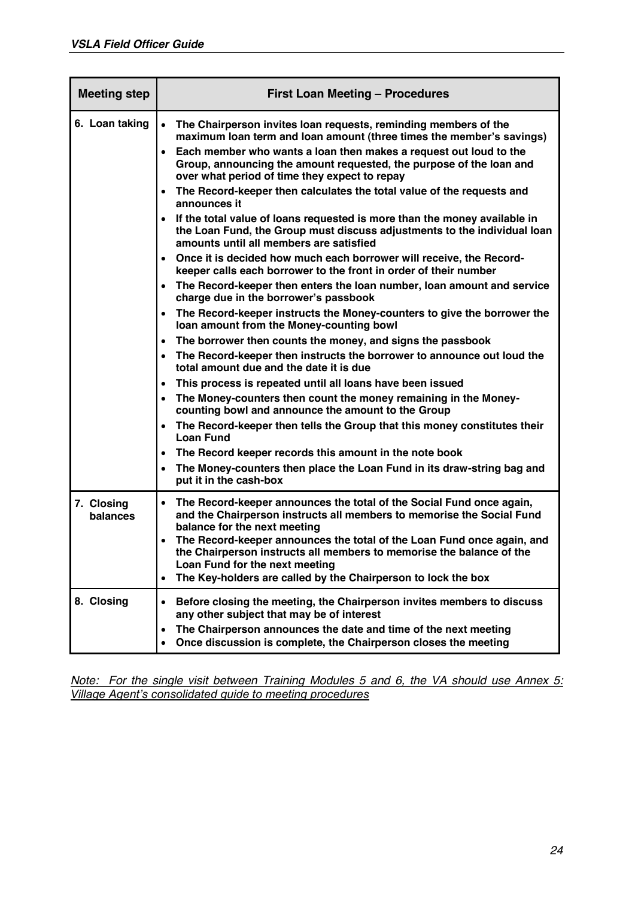| Meeting step | First Loan Meeting – Procedures |
|---|---|
| 6. Loan taking | • **The Chairperson invites loan requests, reminding members of the maximum loan term and loan amount (three times the member's savings)**<br>• **Each member who wants a loan then makes a request out loud to the Group, announcing the amount requested, the purpose of the loan and over what period of time they expect to repay**<br>• **The Record-keeper then calculates the total value of the requests and announces it**<br>• **If the total value of loans requested is more than the money available in the Loan Fund, the Group must discuss adjustments to the individual loan amounts until all members are satisfied**<br>• **Once it is decided how much each borrower will receive, the Record-keeper calls each borrower to the front in order of their number**<br>• **The Record-keeper then enters the loan number, loan amount and service charge due in the borrower's passbook**<br>• **The Record-keeper instructs the Money-counters to give the borrower the loan amount from the Money-counting bowl**<br>• **The borrower then counts the money, and signs the passbook**<br>• **The Record-keeper then instructs the borrower to announce out loud the total amount due and the date it is due**<br>• **This process is repeated until all loans have been issued**<br>• **The Money-counters then count the money remaining in the Money-counting bowl and announce the amount to the Group**<br>• **The Record-keeper then tells the Group that this money constitutes their Loan Fund**<br>• **The Record keeper records this amount in the note book**<br>• **The Money-counters then place the Loan Fund in its draw-string bag and put it in the cash-box** |
| 7. Closing balances | • **The Record-keeper announces the total of the Social Fund once again, and the Chairperson instructs all members to memorise the Social Fund balance for the next meeting**<br>• **The Record-keeper announces the total of the Loan Fund once again, and the Chairperson instructs all members to memorise the balance of the Loan Fund for the next meeting**<br>• **The Key-holders are called by the Chairperson to lock the box** |
| 8. Closing | • **Before closing the meeting, the Chairperson invites members to discuss any other subject that may be of interest**<br>• **The Chairperson announces the date and time of the next meeting**<br>• **Once discussion is complete, the Chairperson closes the meeting** |

*Note: For the single visit between Training Modules 5 and 6, the VA should use Annex 5: Village Agent's consolidated guide to meeting procedures*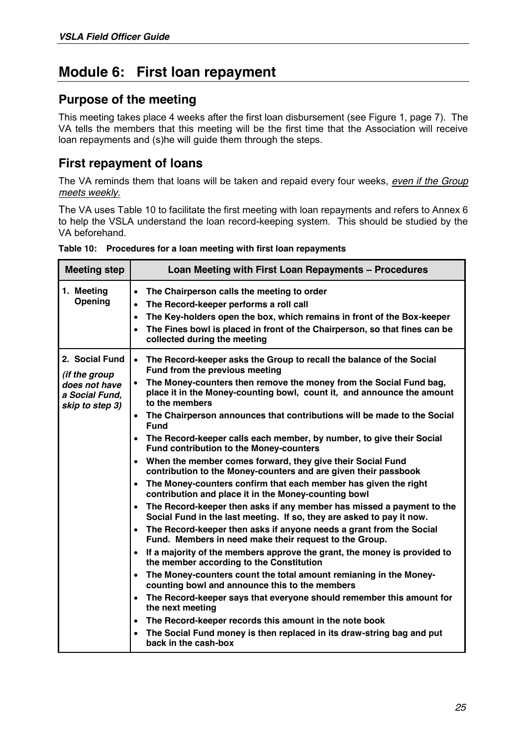# Module 6: First loan repayment

## Purpose of the meeting

This meeting takes place 4 weeks after the first loan disbursement (see Figure 1, page 7). The VA tells the members that this meeting will be the first time that the Association will receive loan repayments and (s)he will guide them through the steps.

## First repayment of loans

The VA reminds them that loans will be taken and repaid every four weeks, *even if the Group meets weekly.*

The VA uses Table 10 to facilitate the first meeting with loan repayments and refers to Annex 6 to help the VSLA understand the loan record-keeping system. This should be studied by the VA beforehand.

**Table 10: Procedures for a loan meeting with first loan repayments**

| Meeting step | Loan Meeting with First Loan Repayments – Procedures |
|---|---|
| **1. Meeting Opening** | • **The Chairperson calls the meeting to order**<br>• **The Record-keeper performs a roll call**<br>• **The Key-holders open the box, which remains in front of the Box-keeper**<br>• **The Fines bowl is placed in front of the Chairperson, so that fines can be collected during the meeting** |
| **2. Social Fund** ***(if the group does not have a Social Fund, skip to step 3)*** | • **The Record-keeper asks the Group to recall the balance of the Social Fund from the previous meeting**<br>• **The Money-counters then remove the money from the Social Fund bag, place it in the Money-counting bowl, count it, and announce the amount to the members**<br>• **The Chairperson announces that contributions will be made to the Social Fund**<br>• **The Record-keeper calls each member, by number, to give their Social Fund contribution to the Money-counters**<br>• **When the member comes forward, they give their Social Fund contribution to the Money-counters and are given their passbook**<br>• **The Money-counters confirm that each member has given the right contribution and place it in the Money-counting bowl**<br>• **The Record-keeper then asks if any member has missed a payment to the Social Fund in the last meeting. If so, they are asked to pay it now.**<br>• **The Record-keeper then asks if anyone needs a grant from the Social Fund. Members in need make their request to the Group.**<br>• **If a majority of the members approve the grant, the money is provided to the member according to the Constitution**<br>• **The Money-counters count the total amount remianing in the Money-counting bowl and announce this to the members**<br>• **The Record-keeper says that everyone should remember this amount for the next meeting**<br>• **The Record-keeper records this amount in the note book**<br>• **The Social Fund money is then replaced in its draw-string bag and put back in the cash-box** |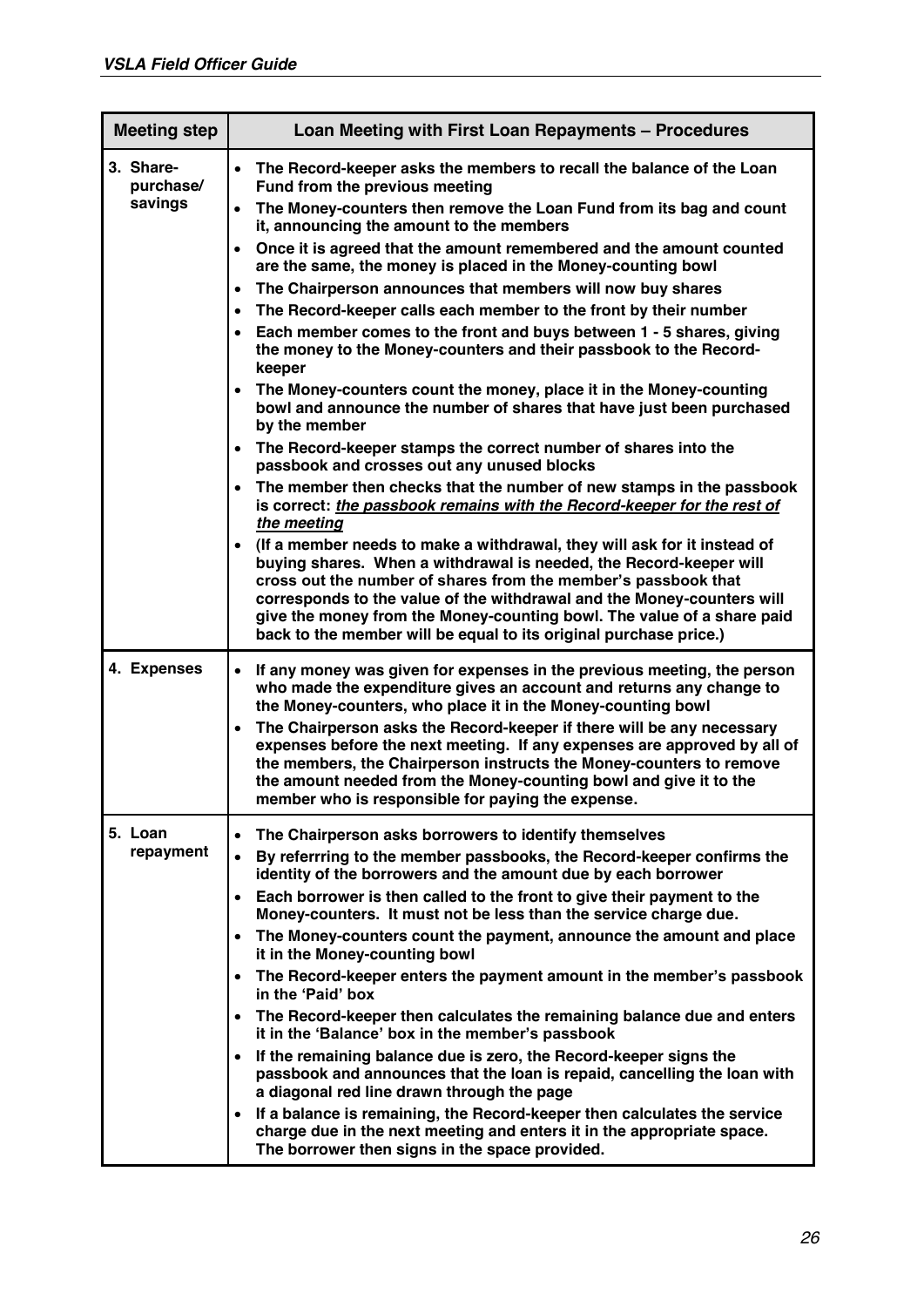| Meeting step | Loan Meeting with First Loan Repayments – Procedures |
|---|---|
| 3. Share-purchase/ savings | • The Record-keeper asks the members to recall the balance of the Loan Fund from the previous meeting<br>• The Money-counters then remove the Loan Fund from its bag and count it, announcing the amount to the members<br>• Once it is agreed that the amount remembered and the amount counted are the same, the money is placed in the Money-counting bowl<br>• The Chairperson announces that members will now buy shares<br>• The Record-keeper calls each member to the front by their number<br>• Each member comes to the front and buys between 1 - 5 shares, giving the money to the Money-counters and their passbook to the Record-keeper<br>• The Money-counters count the money, place it in the Money-counting bowl and announce the number of shares that have just been purchased by the member<br>• The Record-keeper stamps the correct number of shares into the passbook and crosses out any unused blocks<br>• The member then checks that the number of new stamps in the passbook is correct: ***<u>the passbook remains with the Record-keeper for the rest of the meeting</u>***<br>• (If a member needs to make a withdrawal, they will ask for it instead of buying shares. When a withdrawal is needed, the Record-keeper will cross out the number of shares from the member's passbook that corresponds to the value of the withdrawal and the Money-counters will give the money from the Money-counting bowl. The value of a share paid back to the member will be equal to its original purchase price.) |
| 4. Expenses | • If any money was given for expenses in the previous meeting, the person who made the expenditure gives an account and returns any change to the Money-counters, who place it in the Money-counting bowl<br>• The Chairperson asks the Record-keeper if there will be any necessary expenses before the next meeting. If any expenses are approved by all of the members, the Chairperson instructs the Money-counters to remove the amount needed from the Money-counting bowl and give it to the member who is responsible for paying the expense. |
| 5. Loan repayment | • The Chairperson asks borrowers to identify themselves<br>• By referrring to the member passbooks, the Record-keeper confirms the identity of the borrowers and the amount due by each borrower<br>• Each borrower is then called to the front to give their payment to the Money-counters. It must not be less than the service charge due.<br>• The Money-counters count the payment, announce the amount and place it in the Money-counting bowl<br>• The Record-keeper enters the payment amount in the member's passbook in the 'Paid' box<br>• The Record-keeper then calculates the remaining balance due and enters it in the 'Balance' box in the member's passbook<br>• If the remaining balance due is zero, the Record-keeper signs the passbook and announces that the loan is repaid, cancelling the loan with a diagonal red line drawn through the page<br>• If a balance is remaining, the Record-keeper then calculates the service charge due in the next meeting and enters it in the appropriate space. The borrower then signs in the space provided. |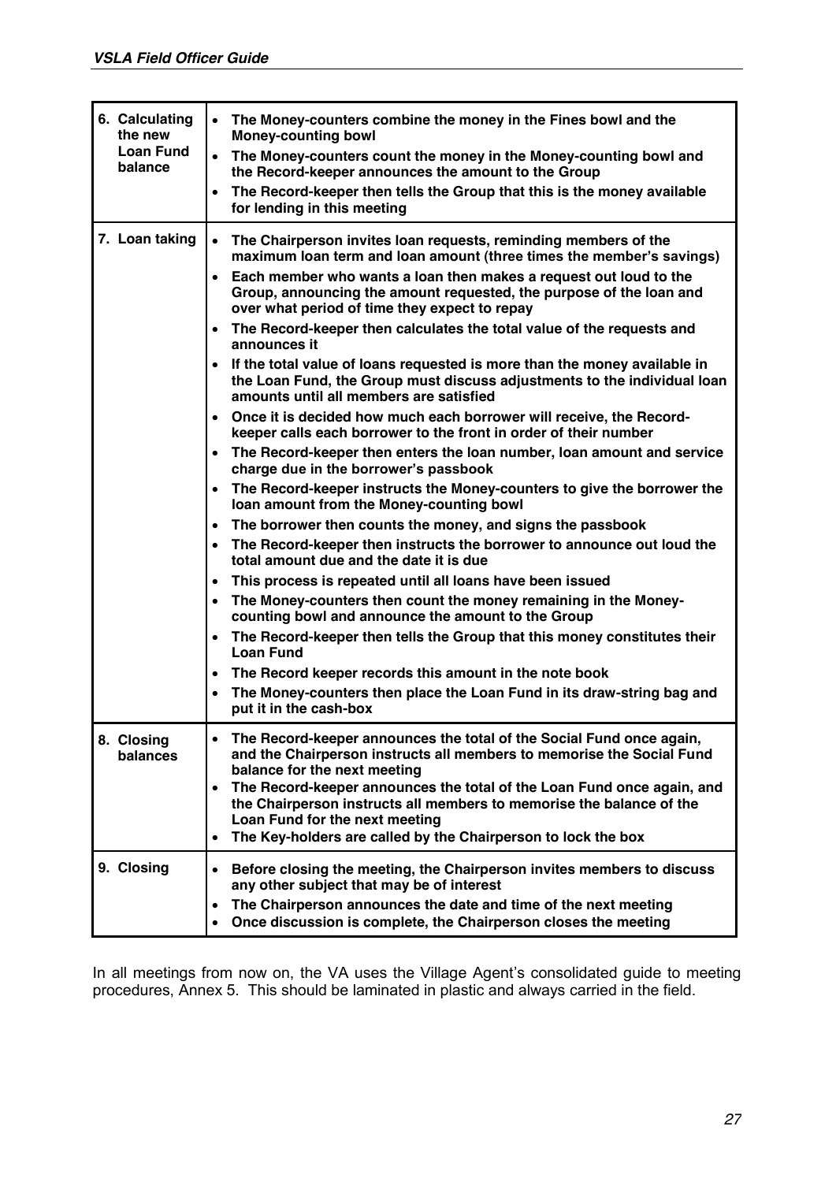| | |
|---|---|
| **6. Calculating the new Loan Fund balance** | • **The Money-counters combine the money in the Fines bowl and the Money-counting bowl**<br>• **The Money-counters count the money in the Money-counting bowl and the Record-keeper announces the amount to the Group**<br>• **The Record-keeper then tells the Group that this is the money available for lending in this meeting** |
| **7. Loan taking** | • **The Chairperson invites loan requests, reminding members of the maximum loan term and loan amount (three times the member's savings)**<br>• **Each member who wants a loan then makes a request out loud to the Group, announcing the amount requested, the purpose of the loan and over what period of time they expect to repay**<br>• **The Record-keeper then calculates the total value of the requests and announces it**<br>• **If the total value of loans requested is more than the money available in the Loan Fund, the Group must discuss adjustments to the individual loan amounts until all members are satisfied**<br>• **Once it is decided how much each borrower will receive, the Record-keeper calls each borrower to the front in order of their number**<br>• **The Record-keeper then enters the loan number, loan amount and service charge due in the borrower's passbook**<br>• **The Record-keeper instructs the Money-counters to give the borrower the loan amount from the Money-counting bowl**<br>• **The borrower then counts the money, and signs the passbook**<br>• **The Record-keeper then instructs the borrower to announce out loud the total amount due and the date it is due**<br>• **This process is repeated until all loans have been issued**<br>• **The Money-counters then count the money remaining in the Money-counting bowl and announce the amount to the Group**<br>• **The Record-keeper then tells the Group that this money constitutes their Loan Fund**<br>• **The Record keeper records this amount in the note book**<br>• **The Money-counters then place the Loan Fund in its draw-string bag and put it in the cash-box** |
| **8. Closing balances** | • **The Record-keeper announces the total of the Social Fund once again, and the Chairperson instructs all members to memorise the Social Fund balance for the next meeting**<br>• **The Record-keeper announces the total of the Loan Fund once again, and the Chairperson instructs all members to memorise the balance of the Loan Fund for the next meeting**<br>• **The Key-holders are called by the Chairperson to lock the box** |
| **9. Closing** | • **Before closing the meeting, the Chairperson invites members to discuss any other subject that may be of interest**<br>• **The Chairperson announces the date and time of the next meeting**<br>• **Once discussion is complete, the Chairperson closes the meeting** |

In all meetings from now on, the VA uses the Village Agent's consolidated guide to meeting procedures, Annex 5. This should be laminated in plastic and always carried in the field.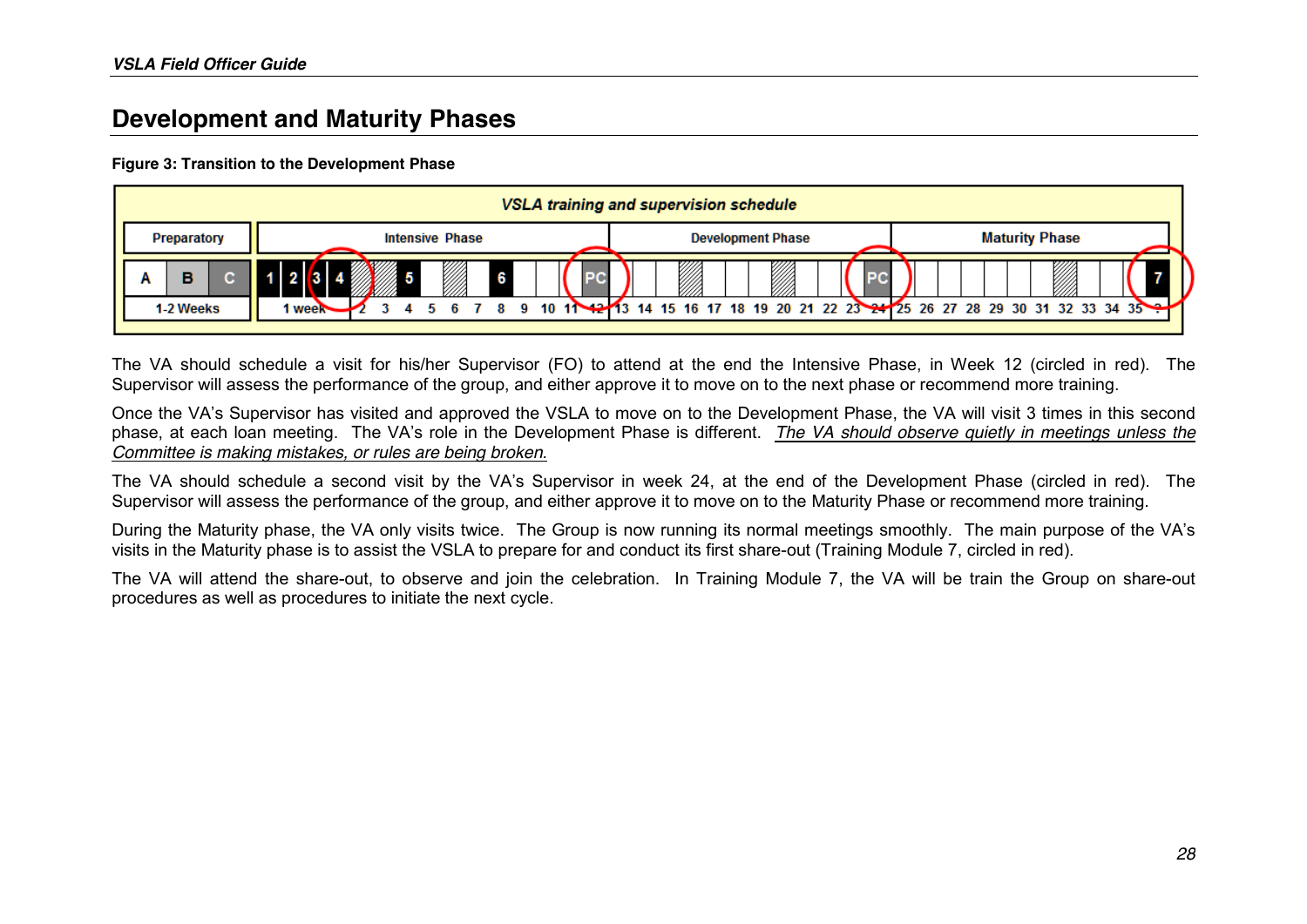## Development and Maturity Phases

**Figure 3: Transition to the Development Phase**

| VSLA training and supervision schedule | | |
|---|---|---|
| Preparatory | | |
| A | B | C |
| 1-2 Weeks | | |

| Intensive Phase | | | | | | | | | | | | | | |
|---|---|---|---|---|---|---|---|---|---|---|---|---|---|---|
| 1 | 2 | 3 | 4 | | | 5 | | | | 6 | | | | PC |
| 1 week | | | | 2 | 3 | 4 | 5 | 6 | 7 | 8 | 9 | 10 | 11 | 12 |

| Development Phase | | | | | | | | | | | |
|---|---|---|---|---|---|---|---|---|---|---|---|
| | | | | | | | | | | | PC |
| 13 | 14 | 15 | 16 | 17 | 18 | 19 | 20 | 21 | 22 | 23 | 24 |

| Maturity Phase | | | | | | | | | | | | |
|---|---|---|---|---|---|---|---|---|---|---|---|---|
| | | | | | | | | | | | 7 |
| 25 | 26 | 27 | 28 | 29 | 30 | 31 | 32 | 33 | 34 | 35 | ? |

The VA should schedule a visit for his/her Supervisor (FO) to attend at the end the Intensive Phase, in Week 12 (circled in red). The Supervisor will assess the performance of the group, and either approve it to move on to the next phase or recommend more training.

Once the VA's Supervisor has visited and approved the VSLA to move on to the Development Phase, the VA will visit 3 times in this second phase, at each loan meeting. The VA's role in the Development Phase is different. *The VA should observe quietly in meetings unless the Committee is making mistakes, or rules are being broken.*

The VA should schedule a second visit by the VA's Supervisor in week 24, at the end of the Development Phase (circled in red). The Supervisor will assess the performance of the group, and either approve it to move on to the Maturity Phase or recommend more training.

During the Maturity phase, the VA only visits twice. The Group is now running its normal meetings smoothly. The main purpose of the VA's visits in the Maturity phase is to assist the VSLA to prepare for and conduct its first share-out (Training Module 7, circled in red).

The VA will attend the share-out, to observe and join the celebration. In Training Module 7, the VA will be train the Group on share-out procedures as well as procedures to initiate the next cycle.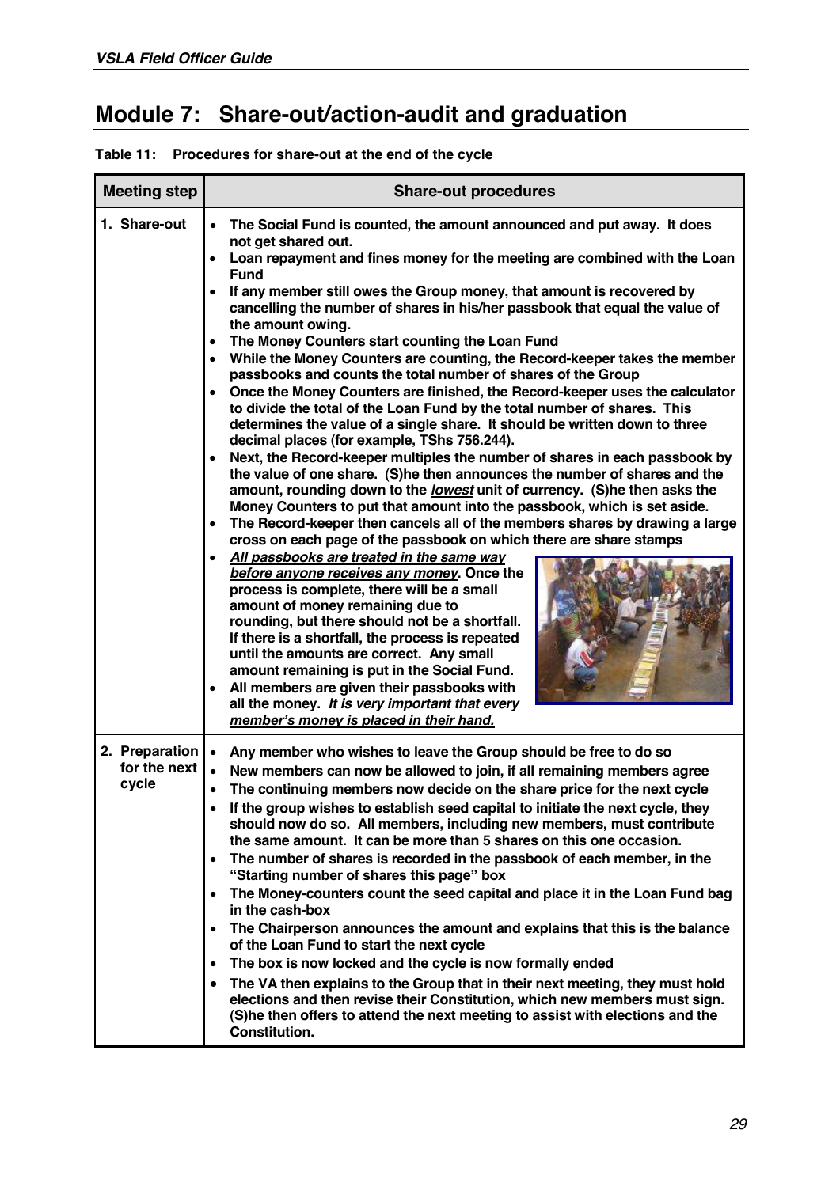# Module 7: Share-out/action-audit and graduation

**Table 11: Procedures for share-out at the end of the cycle**

| Meeting step | Share-out procedures |
|---|---|
| 1. Share-out | • **The Social Fund is counted, the amount announced and put away. It does not get shared out.** <br> • **Loan repayment and fines money for the meeting are combined with the Loan Fund** <br> • **If any member still owes the Group money, that amount is recovered by cancelling the number of shares in his/her passbook that equal the value of the amount owing.** <br> • **The Money Counters start counting the Loan Fund** <br> • **While the Money Counters are counting, the Record-keeper takes the member passbooks and counts the total number of shares of the Group** <br> • **Once the Money Counters are finished, the Record-keeper uses the calculator to divide the total of the Loan Fund by the total number of shares. This determines the value of a single share. It should be written down to three decimal places (for example, TShs 756.244).** <br> • **Next, the Record-keeper multiples the number of shares in each passbook by the value of one share. (S)he then announces the number of shares and the amount, rounding down to the *lowest* unit of currency. (S)he then asks the Money Counters to put that amount into the passbook, which is set aside.** <br> • **The Record-keeper then cancels all of the members shares by drawing a large cross on each page of the passbook on which there are share stamps** <br> • ***All passbooks are treated in the same way before anyone receives any money*. Once the process is complete, there will be a small amount of money remaining due to rounding, but there should not be a shortfall. If there is a shortfall, the process is repeated until the amounts are correct. Any small amount remaining is put in the Social Fund.** <br> • **All members are given their passbooks with all the money. *It is very important that every member's money is placed in their hand.*** |
| 2. Preparation for the next cycle | • **Any member who wishes to leave the Group should be free to do so** <br> • **New members can now be allowed to join, if all remaining members agree** <br> • **The continuing members now decide on the share price for the next cycle** <br> • **If the group wishes to establish seed capital to initiate the next cycle, they should now do so. All members, including new members, must contribute the same amount. It can be more than 5 shares on this one occasion.** <br> • **The number of shares is recorded in the passbook of each member, in the "Starting number of shares this page" box** <br> • **The Money-counters count the seed capital and place it in the Loan Fund bag in the cash-box** <br> • **The Chairperson announces the amount and explains that this is the balance of the Loan Fund to start the next cycle** <br> • **The box is now locked and the cycle is now formally ended** <br> • **The VA then explains to the Group that in their next meeting, they must hold elections and then revise their Constitution, which new members must sign. (S)he then offers to attend the next meeting to assist with elections and the Constitution.** |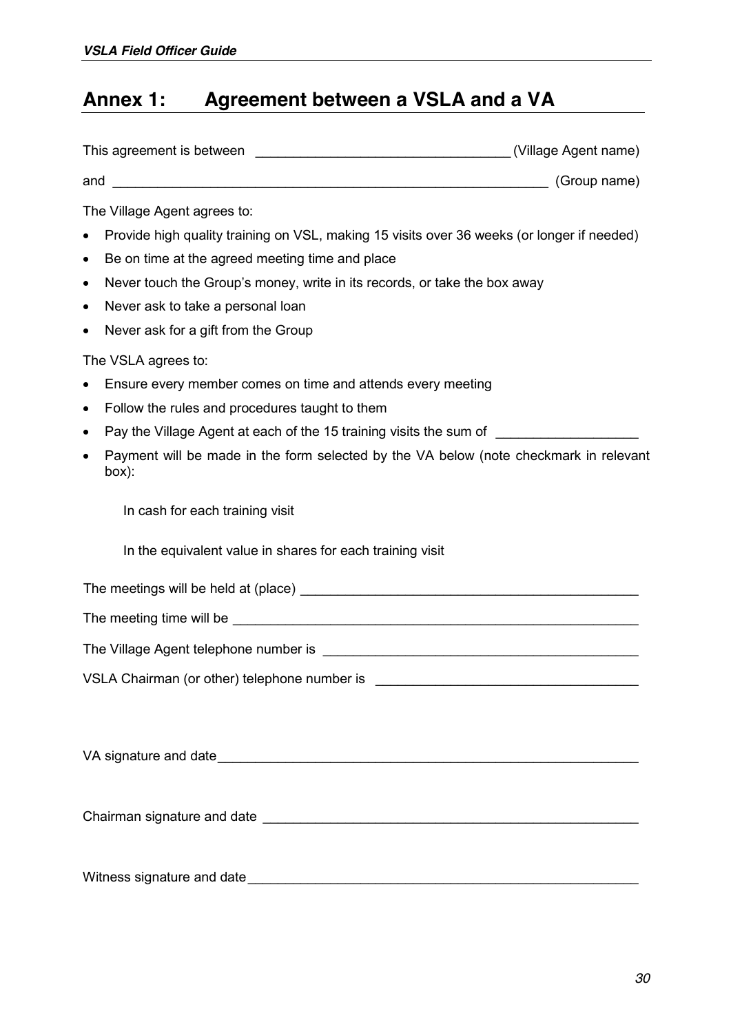## Annex 1: Agreement between a VSLA and a VA

This agreement is between _________________________________ (Village Agent name)

and ___________________________________________________________ (Group name)

The Village Agent agrees to:

- Provide high quality training on VSL, making 15 visits over 36 weeks (or longer if needed)
- Be on time at the agreed meeting time and place
- Never touch the Group's money, write in its records, or take the box away
- Never ask to take a personal loan
- Never ask for a gift from the Group

The VSLA agrees to:

- Ensure every member comes on time and attends every meeting
- Follow the rules and procedures taught to them
- Pay the Village Agent at each of the 15 training visits the sum of __________________
- Payment will be made in the form selected by the VA below (note checkmark in relevant box):

  In cash for each training visit

  In the equivalent value in shares for each training visit

The meetings will be held at (place) _____________________________________________

The meeting time will be _______________________________________________________

The Village Agent telephone number is __________________________________________

VSLA Chairman (or other) telephone number is ___________________________________

VA signature and date__________________________________________________________

Chairman signature and date ___________________________________________________

Witness signature and date______________________________________________________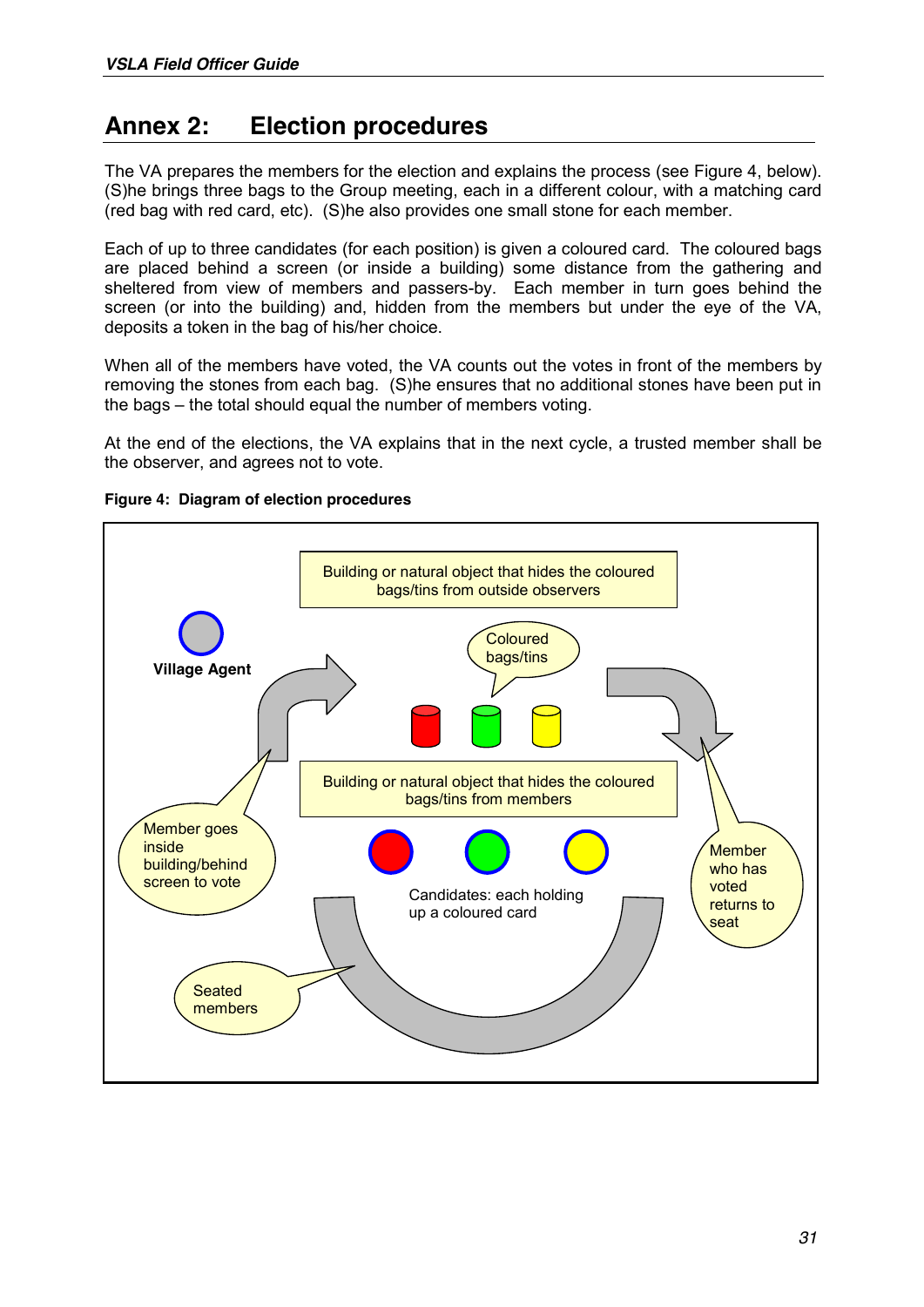# Annex 2: Election procedures

The VA prepares the members for the election and explains the process (see Figure 4, below). (S)he brings three bags to the Group meeting, each in a different colour, with a matching card (red bag with red card, etc). (S)he also provides one small stone for each member.

Each of up to three candidates (for each position) is given a coloured card. The coloured bags are placed behind a screen (or inside a building) some distance from the gathering and sheltered from view of members and passers-by. Each member in turn goes behind the screen (or into the building) and, hidden from the members but under the eye of the VA, deposits a token in the bag of his/her choice.

When all of the members have voted, the VA counts out the votes in front of the members by removing the stones from each bag. (S)he ensures that no additional stones have been put in the bags – the total should equal the number of members voting.

At the end of the elections, the VA explains that in the next cycle, a trusted member shall be the observer, and agrees not to vote.

**Figure 4: Diagram of election procedures**

Building or natural object that hides the coloured bags/tins from outside observers

Village Agent

Coloured bags/tins

Member goes inside building/behind screen to vote

Building or natural object that hides the coloured bags/tins from members

Member who has voted returns to seat

Candidates: each holding up a coloured card

Seated members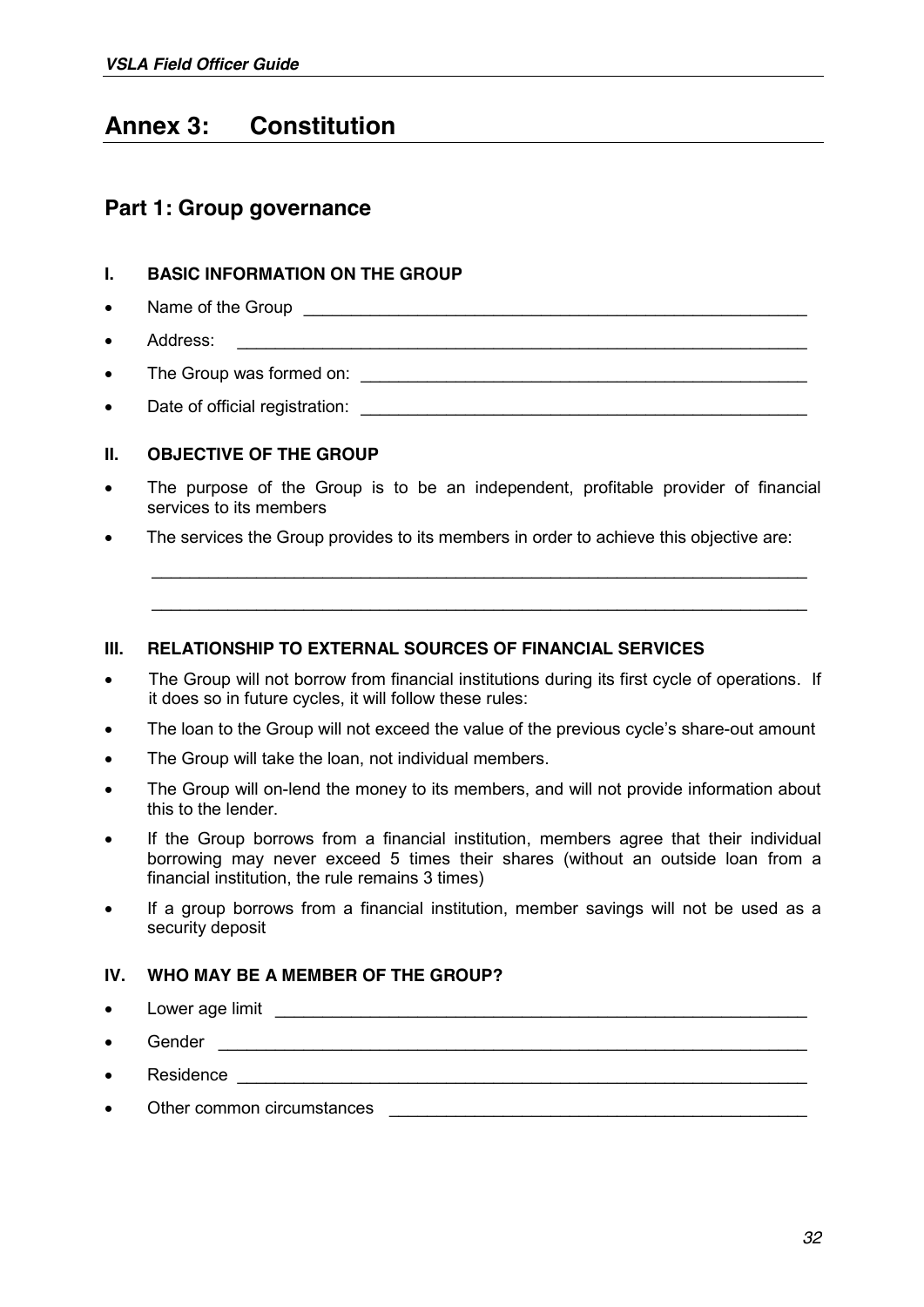# Annex 3: Constitution

## Part 1: Group governance

### I. BASIC INFORMATION ON THE GROUP

- Name of the Group ______________________________________________________
- Address: ______________________________________________________________
- The Group was formed on: _______________________________________________
- Date of official registration: ____________________________________________

### II. OBJECTIVE OF THE GROUP

- The purpose of the Group is to be an independent, profitable provider of financial services to its members
- The services the Group provides to its members in order to achieve this objective are:

  ______________________________________________________________________

  ______________________________________________________________________

### III. RELATIONSHIP TO EXTERNAL SOURCES OF FINANCIAL SERVICES

- The Group will not borrow from financial institutions during its first cycle of operations. If it does so in future cycles, it will follow these rules:
- The loan to the Group will not exceed the value of the previous cycle's share-out amount
- The Group will take the loan, not individual members.
- The Group will on-lend the money to its members, and will not provide information about this to the lender.
- If the Group borrows from a financial institution, members agree that their individual borrowing may never exceed 5 times their shares (without an outside loan from a financial institution, the rule remains 3 times)
- If a group borrows from a financial institution, member savings will not be used as a security deposit

### IV. WHO MAY BE A MEMBER OF THE GROUP?

- Lower age limit ________________________________________________________
- Gender _______________________________________________________________
- Residence _____________________________________________________________
- Other common circumstances ____________________________________________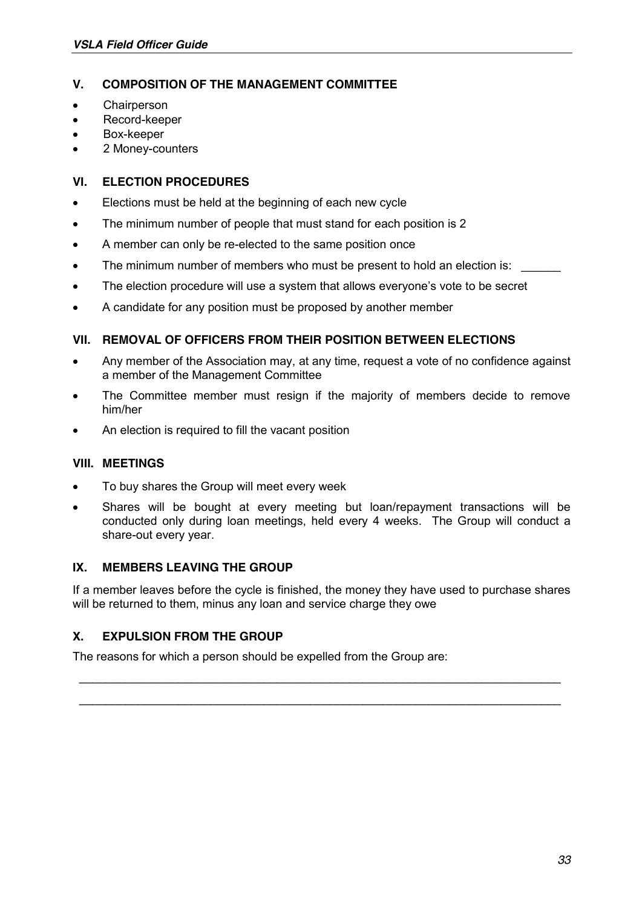## V. COMPOSITION OF THE MANAGEMENT COMMITTEE

- Chairperson
- Record-keeper
- Box-keeper
- 2 Money-counters

## VI. ELECTION PROCEDURES

- Elections must be held at the beginning of each new cycle
- The minimum number of people that must stand for each position is 2
- A member can only be re-elected to the same position once
- The minimum number of members who must be present to hold an election is: ______
- The election procedure will use a system that allows everyone's vote to be secret
- A candidate for any position must be proposed by another member

## VII. REMOVAL OF OFFICERS FROM THEIR POSITION BETWEEN ELECTIONS

- Any member of the Association may, at any time, request a vote of no confidence against a member of the Management Committee
- The Committee member must resign if the majority of members decide to remove him/her
- An election is required to fill the vacant position

## VIII. MEETINGS

- To buy shares the Group will meet every week
- Shares will be bought at every meeting but loan/repayment transactions will be conducted only during loan meetings, held every 4 weeks. The Group will conduct a share-out every year.

## IX. MEMBERS LEAVING THE GROUP

If a member leaves before the cycle is finished, the money they have used to purchase shares will be returned to them, minus any loan and service charge they owe

## X. EXPULSION FROM THE GROUP

The reasons for which a person should be expelled from the Group are:

_____________________________________________________________________________

_____________________________________________________________________________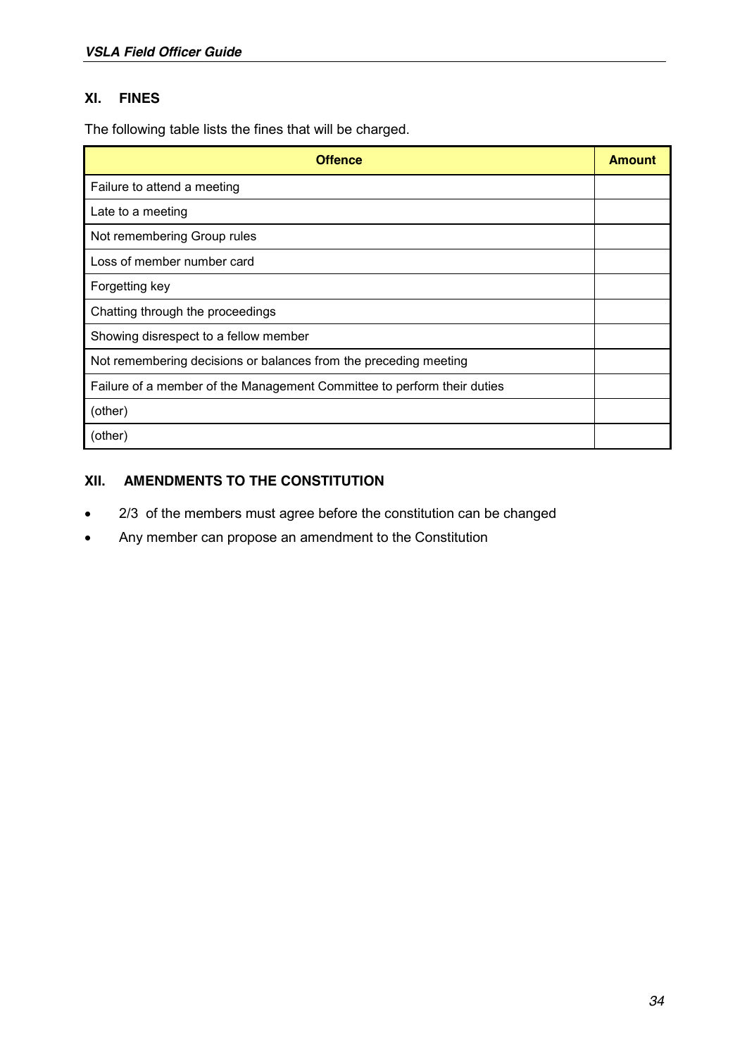## XI. FINES

The following table lists the fines that will be charged.

| Offence | Amount |
|---|---|
| Failure to attend a meeting | |
| Late to a meeting | |
| Not remembering Group rules | |
| Loss of member number card | |
| Forgetting key | |
| Chatting through the proceedings | |
| Showing disrespect to a fellow member | |
| Not remembering decisions or balances from the preceding meeting | |
| Failure of a member of the Management Committee to perform their duties | |
| (other) | |
| (other) | |

## XII. AMENDMENTS TO THE CONSTITUTION

- 2/3 of the members must agree before the constitution can be changed
- Any member can propose an amendment to the Constitution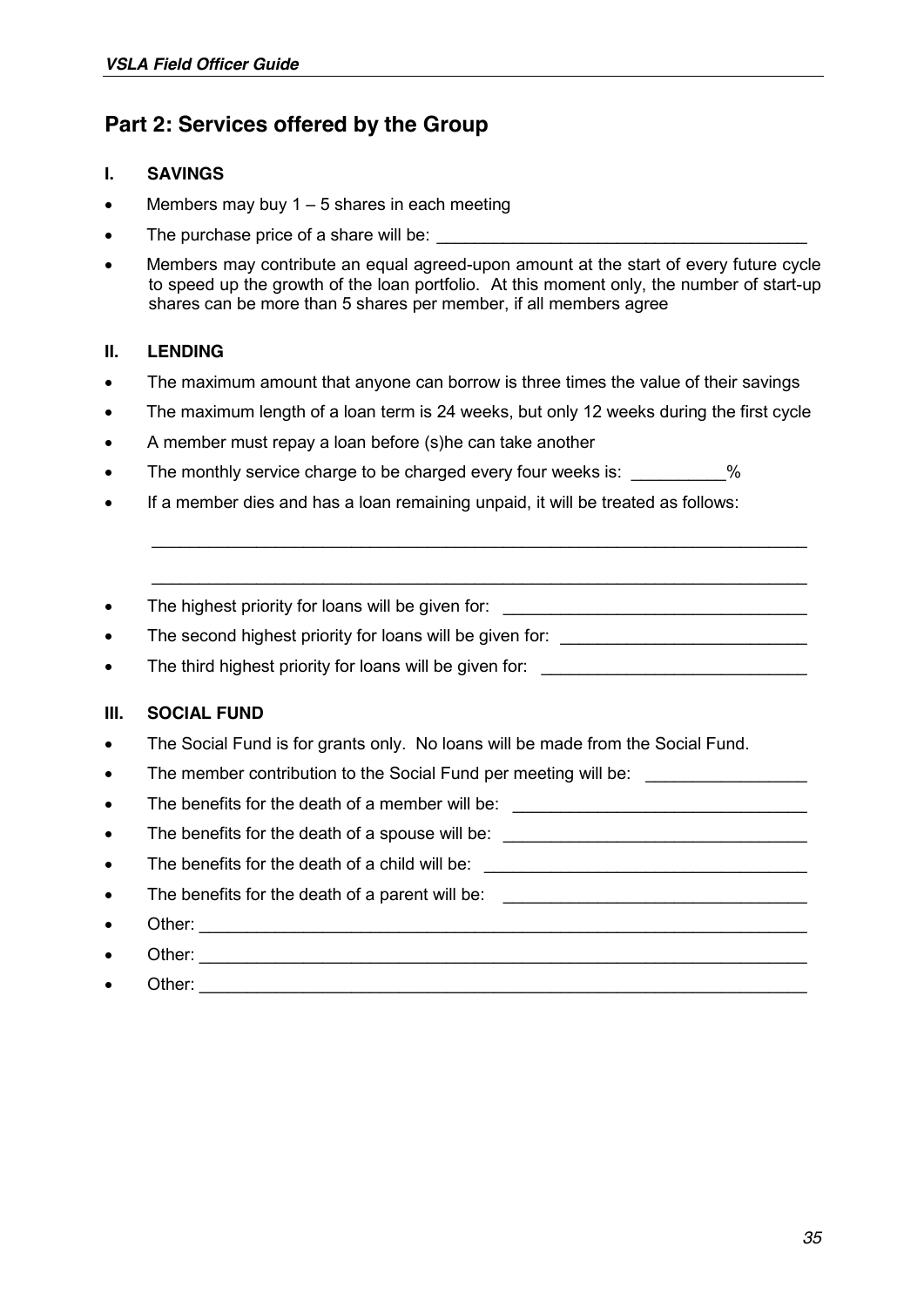## Part 2: Services offered by the Group

### I. SAVINGS

- Members may buy 1 – 5 shares in each meeting
- The purchase price of a share will be: _______________________________________
- Members may contribute an equal agreed-upon amount at the start of every future cycle to speed up the growth of the loan portfolio. At this moment only, the number of start-up shares can be more than 5 shares per member, if all members agree

### II. LENDING

- The maximum amount that anyone can borrow is three times the value of their savings
- The maximum length of a loan term is 24 weeks, but only 12 weeks during the first cycle
- A member must repay a loan before (s)he can take another
- The monthly service charge to be charged every four weeks is: __________%
- If a member dies and has a loan remaining unpaid, it will be treated as follows:

  ______________________________________________________________________

  ______________________________________________________________________

- The highest priority for loans will be given for: ________________________________
- The second highest priority for loans will be given for: _________________________
- The third highest priority for loans will be given for: ___________________________

### III. SOCIAL FUND

- The Social Fund is for grants only. No loans will be made from the Social Fund.
- The member contribution to the Social Fund per meeting will be: ________________
- The benefits for the death of a member will be: ______________________________
- The benefits for the death of a spouse will be: _______________________________
- The benefits for the death of a child will be: _________________________________
- The benefits for the death of a parent will be: _______________________________
- Other: _________________________________________________________________
- Other: _________________________________________________________________
- Other: _________________________________________________________________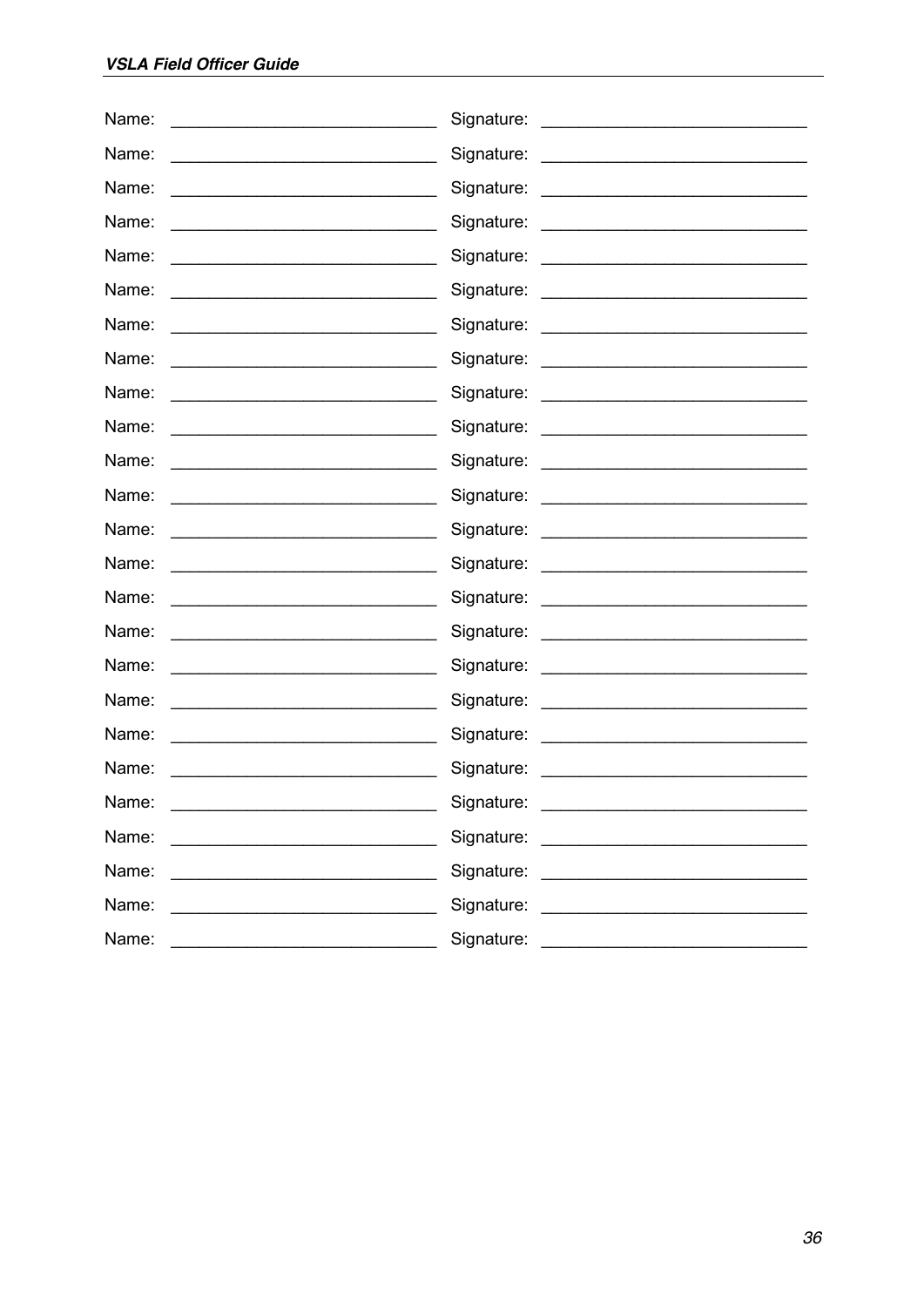Name: \_\_\_\_\_\_\_\_\_\_\_\_\_\_\_\_\_\_\_\_\_\_\_\_\_\_\_\_ Signature: \_\_\_\_\_\_\_\_\_\_\_\_\_\_\_\_\_\_\_\_\_\_\_\_\_\_\_\_

Name: ____________________________ Signature: ____________________________

Name: ____________________________ Signature: ____________________________

Name: ____________________________ Signature: ____________________________

Name: ____________________________ Signature: ____________________________

Name: ____________________________ Signature: ____________________________

Name: ____________________________ Signature: ____________________________

Name: ____________________________ Signature: ____________________________

Name: ____________________________ Signature: ____________________________

Name: ____________________________ Signature: ____________________________

Name: ____________________________ Signature: ____________________________

Name: ____________________________ Signature: ____________________________

Name: ____________________________ Signature: ____________________________

Name: ____________________________ Signature: ____________________________

Name: ____________________________ Signature: ____________________________

Name: ____________________________ Signature: ____________________________

Name: ____________________________ Signature: ____________________________

Name: ____________________________ Signature: ____________________________

Name: ____________________________ Signature: ____________________________

Name: ____________________________ Signature: ____________________________

Name: ____________________________ Signature: ____________________________

Name: ____________________________ Signature: ____________________________

Name: ____________________________ Signature: ____________________________

Name: ____________________________ Signature: ____________________________

Name: ____________________________ Signature: ____________________________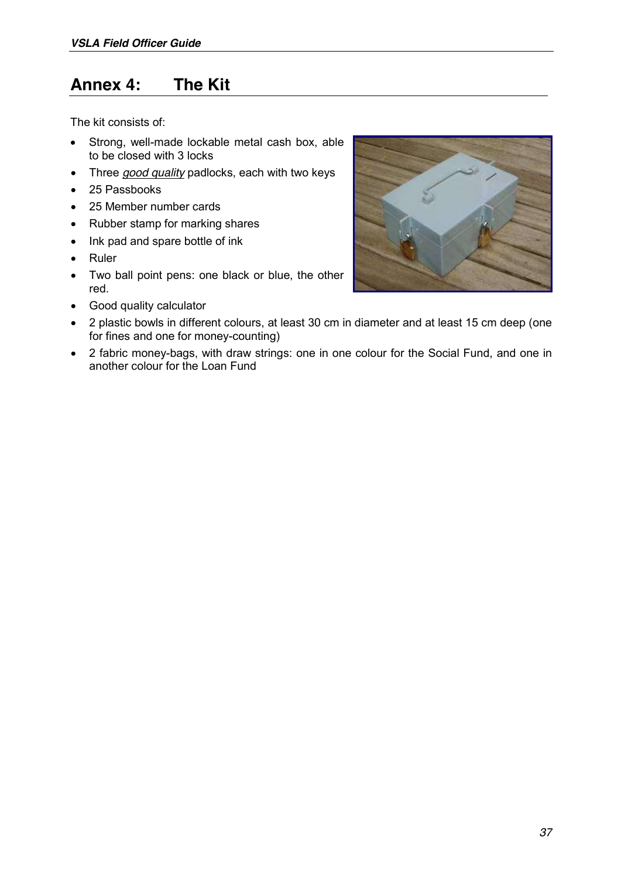# Annex 4: The Kit

The kit consists of:

- Strong, well-made lockable metal cash box, able to be closed with 3 locks
- Three *good quality* padlocks, each with two keys
- 25 Passbooks
- 25 Member number cards
- Rubber stamp for marking shares
- Ink pad and spare bottle of ink
- Ruler
- Two ball point pens: one black or blue, the other red.
- Good quality calculator
- 2 plastic bowls in different colours, at least 30 cm in diameter and at least 15 cm deep (one for fines and one for money-counting)
- 2 fabric money-bags, with draw strings: one in one colour for the Social Fund, and one in another colour for the Loan Fund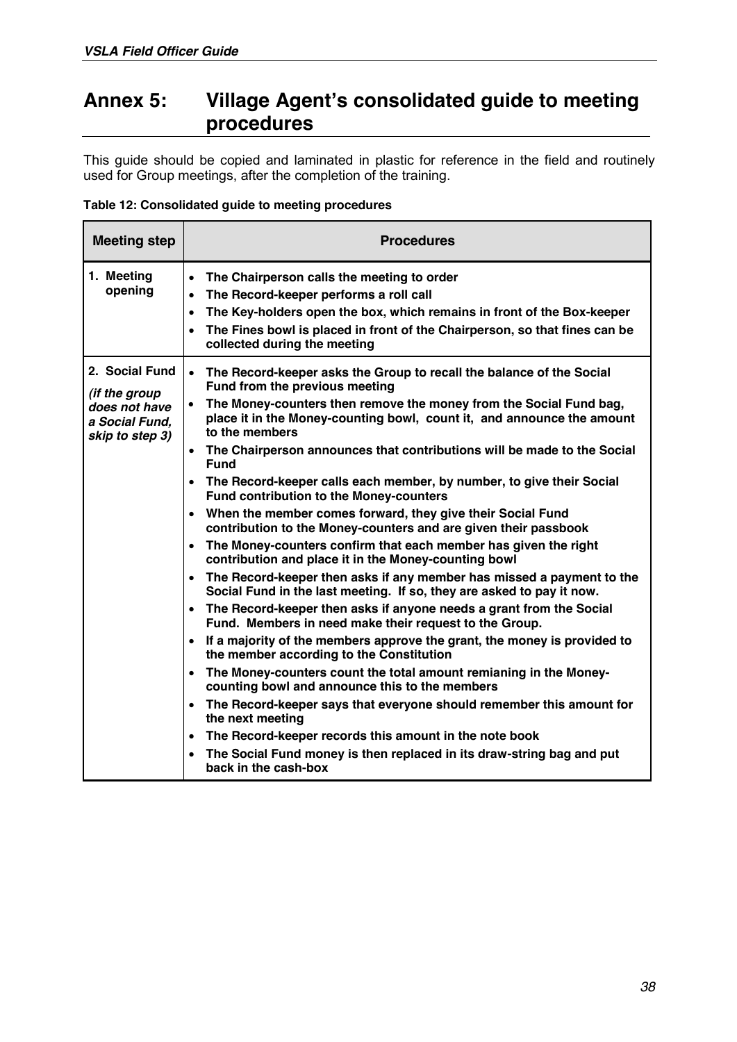# Annex 5: Village Agent's consolidated guide to meeting procedures

This guide should be copied and laminated in plastic for reference in the field and routinely used for Group meetings, after the completion of the training.

**Table 12: Consolidated guide to meeting procedures**

| Meeting step | Procedures |
|---|---|
| **1. Meeting opening** | • **The Chairperson calls the meeting to order**<br>• **The Record-keeper performs a roll call**<br>• **The Key-holders open the box, which remains in front of the Box-keeper**<br>• **The Fines bowl is placed in front of the Chairperson, so that fines can be collected during the meeting** |
| **2. Social Fund** ***(if the group does not have a Social Fund, skip to step 3)*** | • **The Record-keeper asks the Group to recall the balance of the Social Fund from the previous meeting**<br>• **The Money-counters then remove the money from the Social Fund bag, place it in the Money-counting bowl, count it, and announce the amount to the members**<br>• **The Chairperson announces that contributions will be made to the Social Fund**<br>• **The Record-keeper calls each member, by number, to give their Social Fund contribution to the Money-counters**<br>• **When the member comes forward, they give their Social Fund contribution to the Money-counters and are given their passbook**<br>• **The Money-counters confirm that each member has given the right contribution and place it in the Money-counting bowl**<br>• **The Record-keeper then asks if any member has missed a payment to the Social Fund in the last meeting. If so, they are asked to pay it now.**<br>• **The Record-keeper then asks if anyone needs a grant from the Social Fund. Members in need make their request to the Group.**<br>• **If a majority of the members approve the grant, the money is provided to the member according to the Constitution**<br>• **The Money-counters count the total amount remianing in the Money-counting bowl and announce this to the members**<br>• **The Record-keeper says that everyone should remember this amount for the next meeting**<br>• **The Record-keeper records this amount in the note book**<br>• **The Social Fund money is then replaced in its draw-string bag and put back in the cash-box** |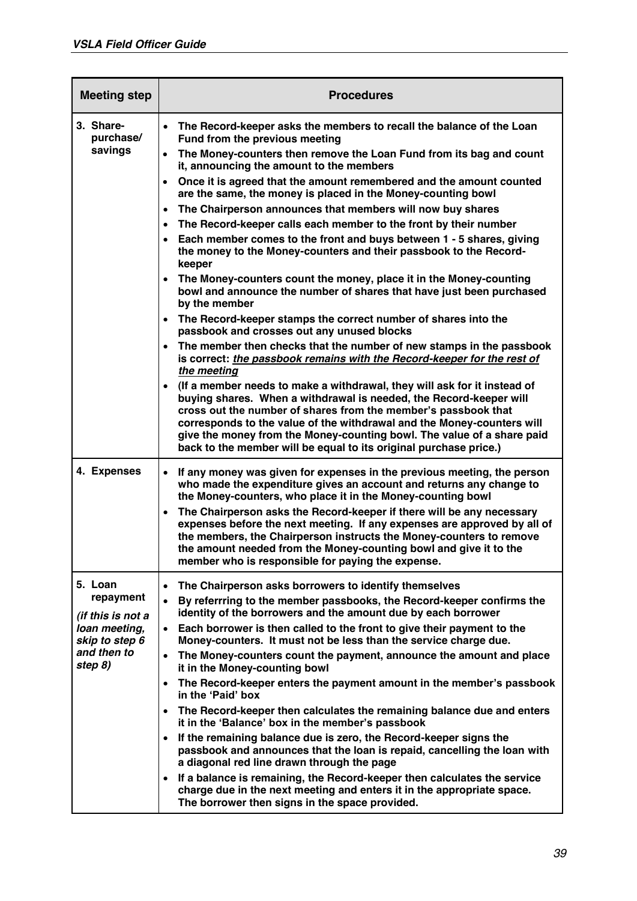| Meeting step | Procedures |
|---|---|
| 3. Share-purchase/ savings | • **The Record-keeper asks the members to recall the balance of the Loan Fund from the previous meeting**<br>• **The Money-counters then remove the Loan Fund from its bag and count it, announcing the amount to the members**<br>• **Once it is agreed that the amount remembered and the amount counted are the same, the money is placed in the Money-counting bowl**<br>• **The Chairperson announces that members will now buy shares**<br>• **The Record-keeper calls each member to the front by their number**<br>• **Each member comes to the front and buys between 1 - 5 shares, giving the money to the Money-counters and their passbook to the Record-keeper**<br>• **The Money-counters count the money, place it in the Money-counting bowl and announce the number of shares that have just been purchased by the member**<br>• **The Record-keeper stamps the correct number of shares into the passbook and crosses out any unused blocks**<br>• **The member then checks that the number of new stamps in the passbook is correct: *the passbook remains with the Record-keeper for the rest of the meeting***<br>• **(If a member needs to make a withdrawal, they will ask for it instead of buying shares. When a withdrawal is needed, the Record-keeper will cross out the number of shares from the member's passbook that corresponds to the value of the withdrawal and the Money-counters will give the money from the Money-counting bowl. The value of a share paid back to the member will be equal to its original purchase price.)** |
| 4. Expenses | • **If any money was given for expenses in the previous meeting, the person who made the expenditure gives an account and returns any change to the Money-counters, who place it in the Money-counting bowl**<br>• **The Chairperson asks the Record-keeper if there will be any necessary expenses before the next meeting. If any expenses are approved by all of the members, the Chairperson instructs the Money-counters to remove the amount needed from the Money-counting bowl and give it to the member who is responsible for paying the expense.** |
| 5. Loan repayment<br>*(if this is not a loan meeting, skip to step 6 and then to step 8)* | • **The Chairperson asks borrowers to identify themselves**<br>• **By referrring to the member passbooks, the Record-keeper confirms the identity of the borrowers and the amount due by each borrower**<br>• **Each borrower is then called to the front to give their payment to the Money-counters. It must not be less than the service charge due.**<br>• **The Money-counters count the payment, announce the amount and place it in the Money-counting bowl**<br>• **The Record-keeper enters the payment amount in the member's passbook in the 'Paid' box**<br>• **The Record-keeper then calculates the remaining balance due and enters it in the 'Balance' box in the member's passbook**<br>• **If the remaining balance due is zero, the Record-keeper signs the passbook and announces that the loan is repaid, cancelling the loan with a diagonal red line drawn through the page**<br>• **If a balance is remaining, the Record-keeper then calculates the service charge due in the next meeting and enters it in the appropriate space. The borrower then signs in the space provided.** |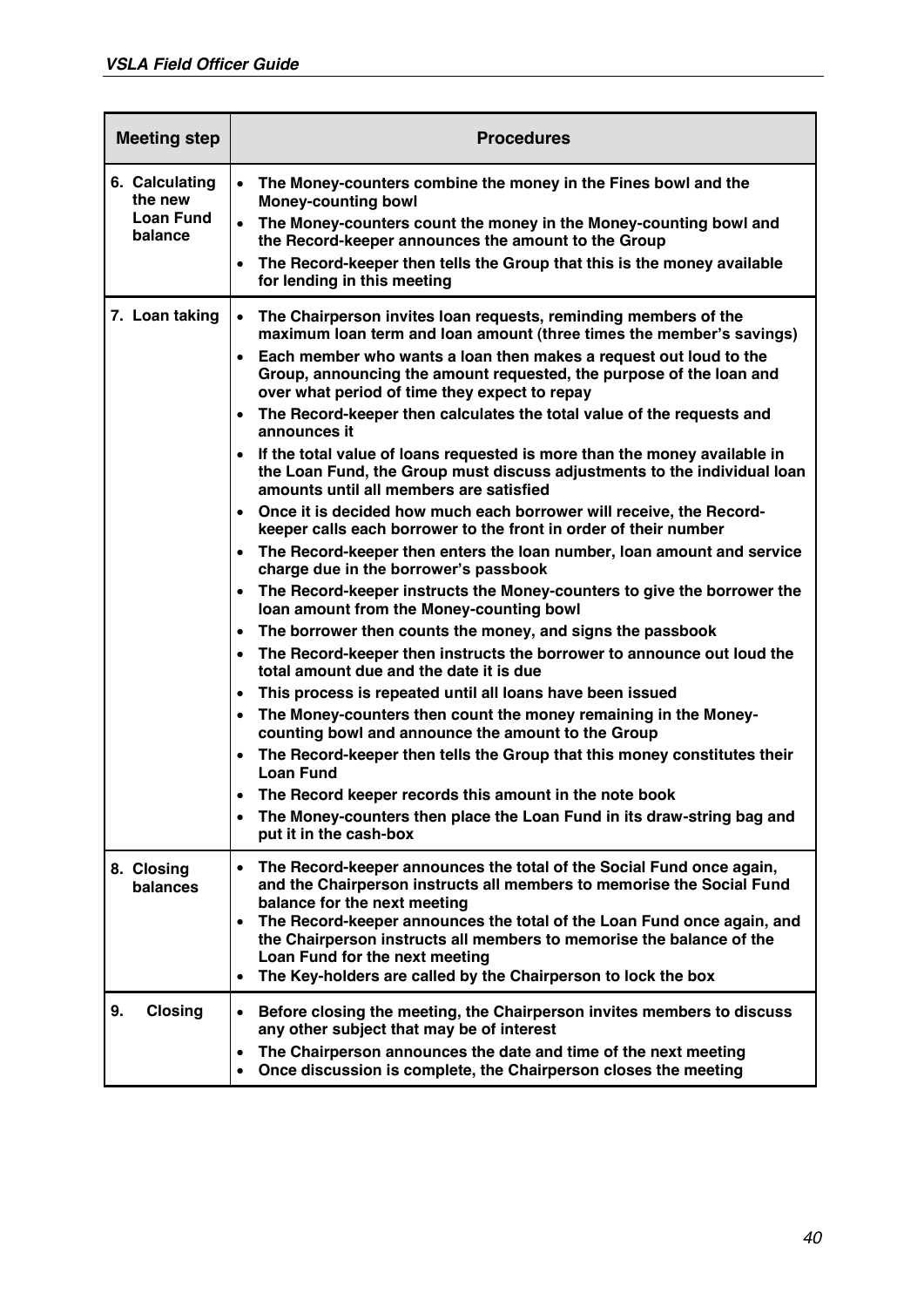| Meeting step | Procedures |
| --- | --- |
| 6. Calculating the new Loan Fund balance | • The Money-counters combine the money in the Fines bowl and the Money-counting bowl<br>• The Money-counters count the money in the Money-counting bowl and the Record-keeper announces the amount to the Group<br>• The Record-keeper then tells the Group that this is the money available for lending in this meeting |
| 7. Loan taking | • The Chairperson invites loan requests, reminding members of the maximum loan term and loan amount (three times the member's savings)<br>• Each member who wants a loan then makes a request out loud to the Group, announcing the amount requested, the purpose of the loan and over what period of time they expect to repay<br>• The Record-keeper then calculates the total value of the requests and announces it<br>• If the total value of loans requested is more than the money available in the Loan Fund, the Group must discuss adjustments to the individual loan amounts until all members are satisfied<br>• Once it is decided how much each borrower will receive, the Record-keeper calls each borrower to the front in order of their number<br>• The Record-keeper then enters the loan number, loan amount and service charge due in the borrower's passbook<br>• The Record-keeper instructs the Money-counters to give the borrower the loan amount from the Money-counting bowl<br>• The borrower then counts the money, and signs the passbook<br>• The Record-keeper then instructs the borrower to announce out loud the total amount due and the date it is due<br>• This process is repeated until all loans have been issued<br>• The Money-counters then count the money remaining in the Money-counting bowl and announce the amount to the Group<br>• The Record-keeper then tells the Group that this money constitutes their Loan Fund<br>• The Record keeper records this amount in the note book<br>• The Money-counters then place the Loan Fund in its draw-string bag and put it in the cash-box |
| 8. Closing balances | • The Record-keeper announces the total of the Social Fund once again, and the Chairperson instructs all members to memorise the Social Fund balance for the next meeting<br>• The Record-keeper announces the total of the Loan Fund once again, and the Chairperson instructs all members to memorise the balance of the Loan Fund for the next meeting<br>• The Key-holders are called by the Chairperson to lock the box |
| 9. Closing | • Before closing the meeting, the Chairperson invites members to discuss any other subject that may be of interest<br>• The Chairperson announces the date and time of the next meeting<br>• Once discussion is complete, the Chairperson closes the meeting |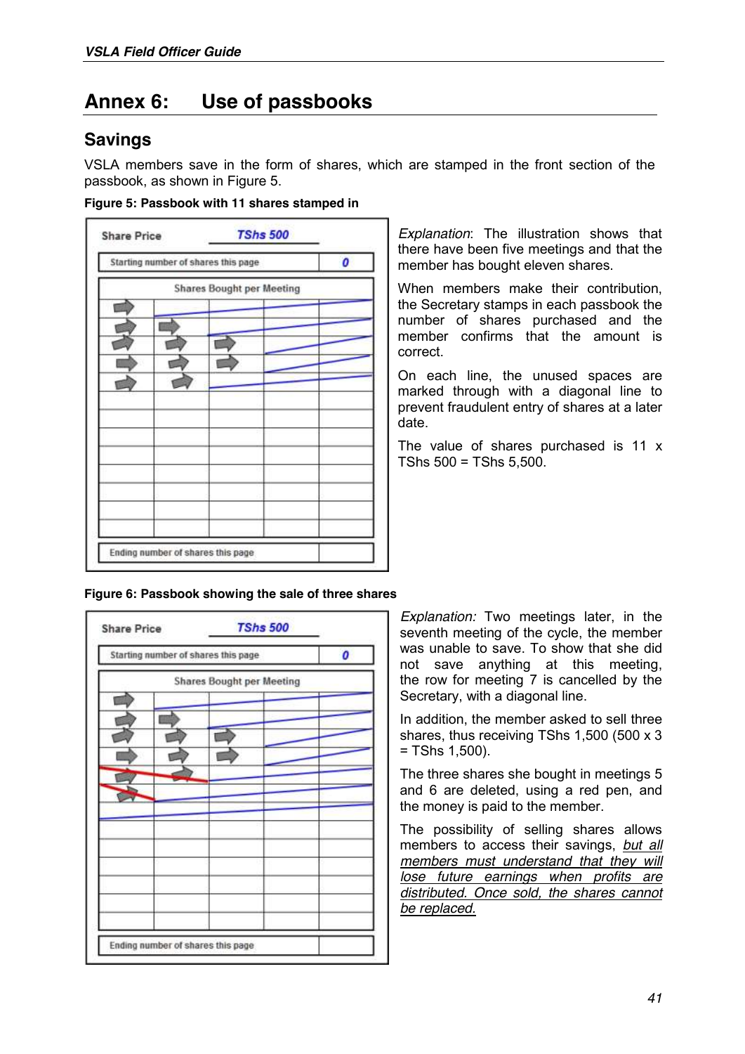# Annex 6: Use of passbooks

## Savings

VSLA members save in the form of shares, which are stamped in the front section of the passbook, as shown in Figure 5.

**Figure 5: Passbook with 11 shares stamped in**

*Explanation*: The illustration shows that there have been five meetings and that the member has bought eleven shares.

When members make their contribution, the Secretary stamps in each passbook the number of shares purchased and the member confirms that the amount is correct.

On each line, the unused spaces are marked through with a diagonal line to prevent fraudulent entry of shares at a later date.

The value of shares purchased is 11 x TShs 500 = TShs 5,500.

**Figure 6: Passbook showing the sale of three shares**

*Explanation:* Two meetings later, in the seventh meeting of the cycle, the member was unable to save. To show that she did not save anything at this meeting, the row for meeting 7 is cancelled by the Secretary, with a diagonal line.

In addition, the member asked to sell three shares, thus receiving TShs 1,500 (500 x 3 = TShs 1,500).

The three shares she bought in meetings 5 and 6 are deleted, using a red pen, and the money is paid to the member.

The possibility of selling shares allows members to access their savings, _but all members must understand that they will lose future earnings when profits are distributed. Once sold, the shares cannot be replaced._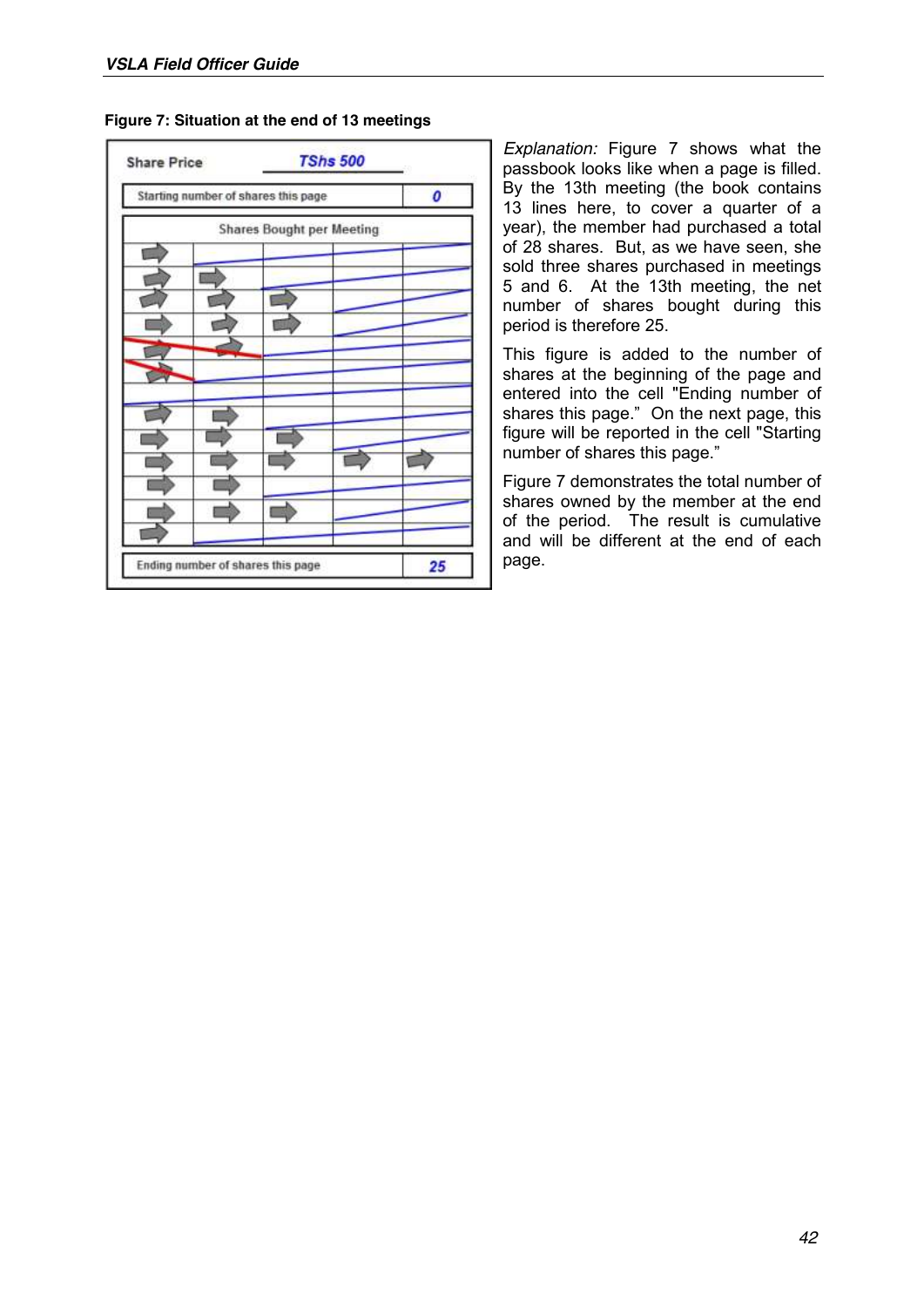**Figure 7: Situation at the end of 13 meetings**

| Share Price | TShs 500 |
|---|---|
| Starting number of shares this page | 0 |
| Shares Bought per Meeting | |
| Ending number of shares this page | 25 |

*Explanation:* Figure 7 shows what the passbook looks like when a page is filled. By the 13th meeting (the book contains 13 lines here, to cover a quarter of a year), the member had purchased a total of 28 shares. But, as we have seen, she sold three shares purchased in meetings 5 and 6. At the 13th meeting, the net number of shares bought during this period is therefore 25.

This figure is added to the number of shares at the beginning of the page and entered into the cell "Ending number of shares this page." On the next page, this figure will be reported in the cell "Starting number of shares this page."

Figure 7 demonstrates the total number of shares owned by the member at the end of the period. The result is cumulative and will be different at the end of each page.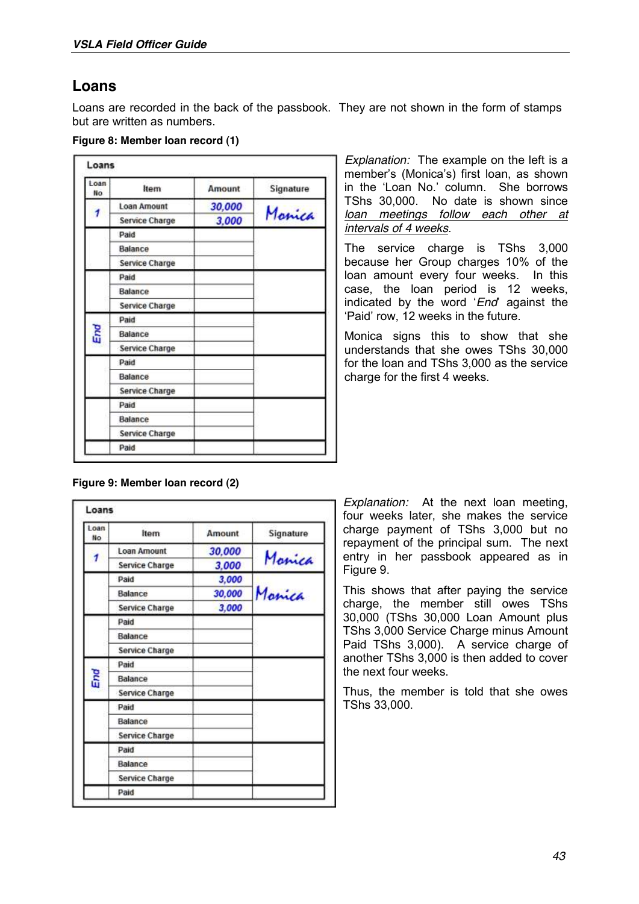## Loans

Loans are recorded in the back of the passbook. They are not shown in the form of stamps but are written as numbers.

**Figure 8: Member loan record (1)**

**Loans**

| Loan No | Item | Amount | Signature |
|---|---|---|---|
| 1 | Loan Amount | 30,000 | Monica |
| | Service Charge | 3,000 | |
| | Paid | | |
| | Balance | | |
| | Service Charge | | |
| | Paid | | |
| | Balance | | |
| | Service Charge | | |
| End | Paid | | |
| | Balance | | |
| | Service Charge | | |
| | Paid | | |
| | Balance | | |
| | Service Charge | | |
| | Paid | | |
| | Balance | | |
| | Service Charge | | |
| | Paid | | |

*Explanation:* The example on the left is a member's (Monica's) first loan, as shown in the 'Loan No.' column. She borrows TShs 30,000. No date is shown since <u>loan meetings follow each other at intervals of 4 weeks</u>.

The service charge is TShs 3,000 because her Group charges 10% of the loan amount every four weeks. In this case, the loan period is 12 weeks, indicated by the word '*End*' against the 'Paid' row, 12 weeks in the future.

Monica signs this to show that she understands that she owes TShs 30,000 for the loan and TShs 3,000 as the service charge for the first 4 weeks.

**Figure 9: Member loan record (2)**

**Loans**

| Loan No | Item | Amount | Signature |
|---|---|---|---|
| 1 | Loan Amount | 30,000 | Monica |
| | Service Charge | 3,000 | |
| | Paid | 3,000 | Monica |
| | Balance | 30,000 | |
| | Service Charge | 3,000 | |
| | Paid | | |
| | Balance | | |
| | Service Charge | | |
| End | Paid | | |
| | Balance | | |
| | Service Charge | | |
| | Paid | | |
| | Balance | | |
| | Service Charge | | |
| | Paid | | |
| | Balance | | |
| | Service Charge | | |
| | Paid | | |

*Explanation:* At the next loan meeting, four weeks later, she makes the service charge payment of TShs 3,000 but no repayment of the principal sum. The next entry in her passbook appeared as in Figure 9.

This shows that after paying the service charge, the member still owes TShs 30,000 (TShs 30,000 Loan Amount plus TShs 3,000 Service Charge minus Amount Paid TShs 3,000). A service charge of another TShs 3,000 is then added to cover the next four weeks.

Thus, the member is told that she owes TShs 33,000.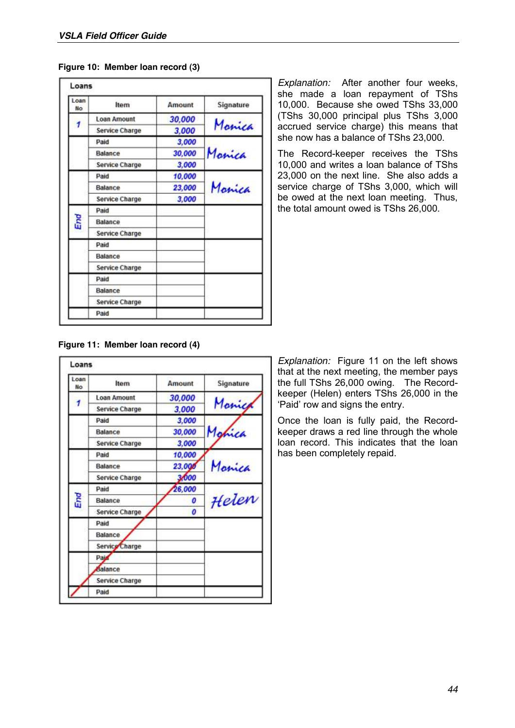**Figure 10: Member loan record (3)**

**Loans**

| Loan No | Item | Amount | Signature |
|---|---|---|---|
| 1 | Loan Amount | 30,000 | Monica |
| | Service Charge | 3,000 | |
| | Paid | 3,000 | Monica |
| | Balance | 30,000 | |
| | Service Charge | 3,000 | |
| | Paid | 10,000 | Monica |
| | Balance | 23,000 | |
| | Service Charge | 3,000 | |
| End | Paid | | |
| | Balance | | |
| | Service Charge | | |
| | Paid | | |
| | Balance | | |
| | Service Charge | | |
| | Paid | | |
| | Balance | | |
| | Service Charge | | |
| | Paid | | |

*Explanation:* After another four weeks, she made a loan repayment of TShs 10,000. Because she owed TShs 33,000 (TShs 30,000 principal plus TShs 3,000 accrued service charge) this means that she now has a balance of TShs 23,000.

The Record-keeper receives the TShs 10,000 and writes a loan balance of TShs 23,000 on the next line. She also adds a service charge of TShs 3,000, which will be owed at the next loan meeting. Thus, the total amount owed is TShs 26,000.

**Figure 11: Member loan record (4)**

**Loans**

| Loan No | Item | Amount | Signature |
|---|---|---|---|
| 1 | Loan Amount | 30,000 | Monica |
| | Service Charge | 3,000 | |
| | Paid | 3,000 | Monica |
| | Balance | 30,000 | |
| | Service Charge | 3,000 | |
| | Paid | 10,000 | Monica |
| | Balance | 23,000 | |
| | Service Charge | 3,000 | |
| End | Paid | 26,000 | Helen |
| | Balance | 0 | |
| | Service Charge | 0 | |
| | Paid | | |
| | Balance | | |
| | Service Charge | | |
| | Paid | | |
| | Balance | | |
| | Service Charge | | |
| | Paid | | |

*Explanation:* Figure 11 on the left shows that at the next meeting, the member pays the full TShs 26,000 owing. The Record-keeper (Helen) enters TShs 26,000 in the 'Paid' row and signs the entry.

Once the loan is fully paid, the Record-keeper draws a red line through the whole loan record. This indicates that the loan has been completely repaid.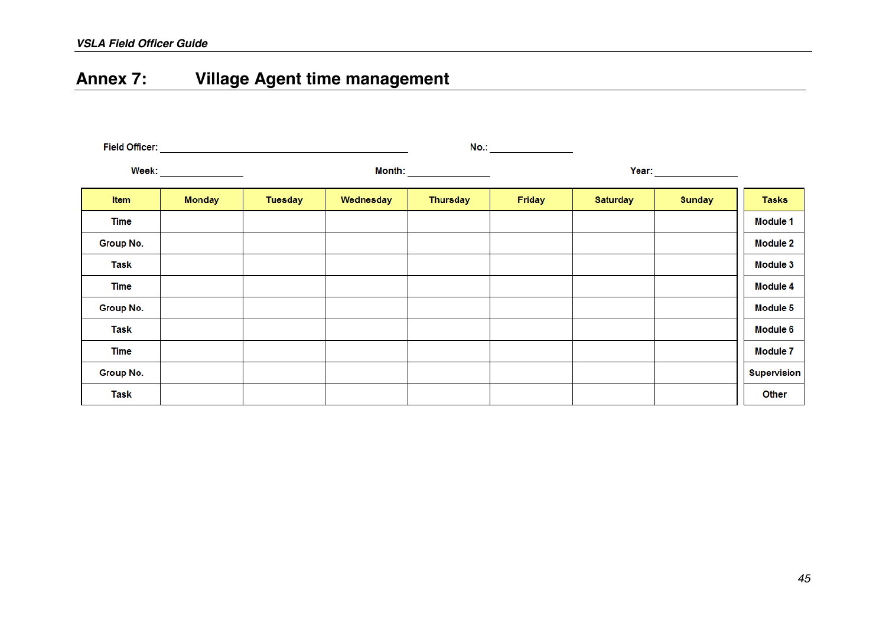# Annex 7: Village Agent time management

Field Officer: ____________________ No.: __________

Week: __________ Month: __________ Year: __________

| Item | Monday | Tuesday | Wednesday | Thursday | Friday | Saturday | Sunday |
|---|---|---|---|---|---|---|---|
| Time | | | | | | | |
| Group No. | | | | | | | |
| Task | | | | | | | |
| Time | | | | | | | |
| Group No. | | | | | | | |
| Task | | | | | | | |
| Time | | | | | | | |
| Group No. | | | | | | | |
| Task | | | | | | | |

| Tasks |
|---|
| Module 1 |
| Module 2 |
| Module 3 |
| Module 4 |
| Module 5 |
| Module 6 |
| Module 7 |
| Supervision |
| Other |